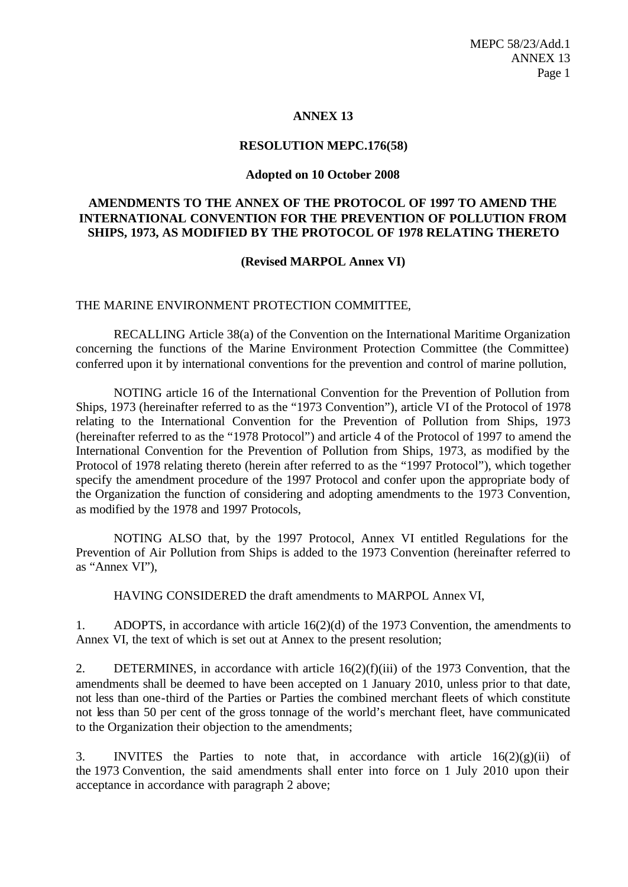# ANNEX 13

## RESOLUTION MEPC.176(58)

**Adopted on 10 October 2008**

## AMENDMENTS TO THE ANNEX OF THE PROTOCOL OF 1997 TO AMEND THE INTERNATIONAL CONVENTION FOR THE PREVENTION OF POLLUTION FROM SHIPS, 1973, AS MODIFIED BY THE PROTOCOL OF 1978 RELATING THERETO

**(Revised MARPOL Annex VI)**

THE MARINE ENVIRONMENT PROTECTION COMMITTEE,

RECALLING Article 38(a) of the Convention on the International Maritime Organization concerning the functions of the Marine Environment Protection Committee (the Committee) conferred upon it by international conventions for the prevention and control of marine pollution,

NOTING article 16 of the International Convention for the Prevention of Pollution from Ships, 1973 (hereinafter referred to as the "1973 Convention"), article VI of the Protocol of 1978 relating to the International Convention for the Prevention of Pollution from Ships, 1973 (hereinafter referred to as the "1978 Protocol") and article 4 of the Protocol of 1997 to amend the International Convention for the Prevention of Pollution from Ships, 1973, as modified by the Protocol of 1978 relating thereto (herein after referred to as the "1997 Protocol"), which together specify the amendment procedure of the 1997 Protocol and confer upon the appropriate body of the Organization the function of considering and adopting amendments to the 1973 Convention, as modified by the 1978 and 1997 Protocols,

NOTING ALSO that, by the 1997 Protocol, Annex VI entitled Regulations for the Prevention of Air Pollution from Ships is added to the 1973 Convention (hereinafter referred to as "Annex VI"),

HAVING CONSIDERED the draft amendments to MARPOL Annex VI,

1. ADOPTS, in accordance with article 16(2)(d) of the 1973 Convention, the amendments to Annex VI, the text of which is set out at Annex to the present resolution;

2. DETERMINES, in accordance with article 16(2)(f)(iii) of the 1973 Convention, that the amendments shall be deemed to have been accepted on 1 January 2010, unless prior to that date, not less than one-third of the Parties or Parties the combined merchant fleets of which constitute not less than 50 per cent of the gross tonnage of the world's merchant fleet, have communicated to the Organization their objection to the amendments;

3. INVITES the Parties to note that, in accordance with article 16(2)(g)(ii) of the 1973 Convention, the said amendments shall enter into force on 1 July 2010 upon their acceptance in accordance with paragraph 2 above;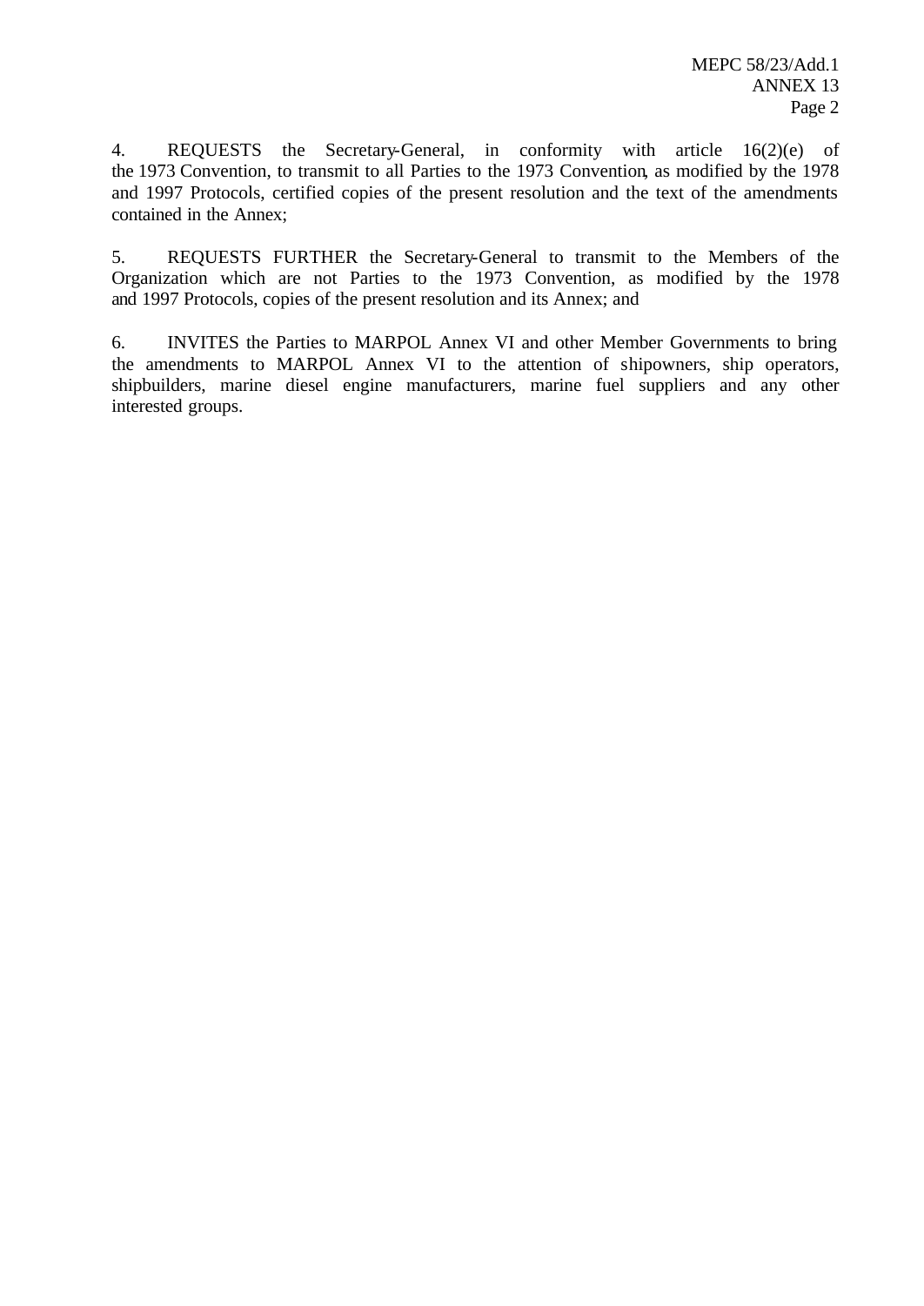4. REQUESTS the Secretary-General, in conformity with article 16(2)(e) of the 1973 Convention, to transmit to all Parties to the 1973 Convention, as modified by the 1978 and 1997 Protocols, certified copies of the present resolution and the text of the amendments contained in the Annex;

5. REQUESTS FURTHER the Secretary-General to transmit to the Members of the Organization which are not Parties to the 1973 Convention, as modified by the 1978 and 1997 Protocols, copies of the present resolution and its Annex; and

6. INVITES the Parties to MARPOL Annex VI and other Member Governments to bring the amendments to MARPOL Annex VI to the attention of shipowners, ship operators, shipbuilders, marine diesel engine manufacturers, marine fuel suppliers and any other interested groups.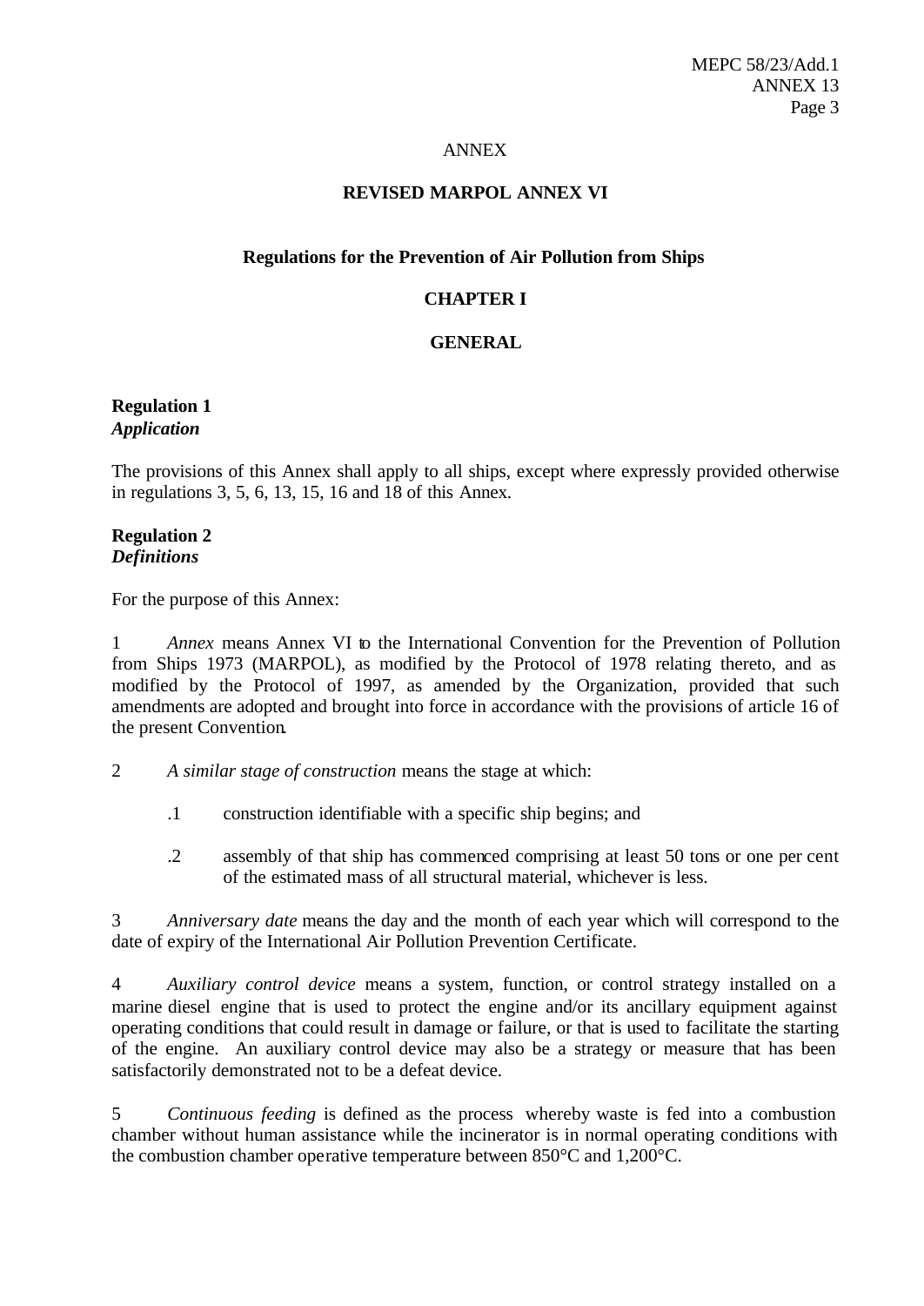ANNEX

# REVISED MARPOL ANNEX VI

## Regulations for the Prevention of Air Pollution from Ships

## CHAPTER I

## GENERAL

**Regulation 1**
***Application***

The provisions of this Annex shall apply to all ships, except where expressly provided otherwise in regulations 3, 5, 6, 13, 15, 16 and 18 of this Annex.

**Regulation 2**
***Definitions***

For the purpose of this Annex:

1 *Annex* means Annex VI to the International Convention for the Prevention of Pollution from Ships 1973 (MARPOL), as modified by the Protocol of 1978 relating thereto, and as modified by the Protocol of 1997, as amended by the Organization, provided that such amendments are adopted and brought into force in accordance with the provisions of article 16 of the present Convention.

2 *A similar stage of construction* means the stage at which:

.1 construction identifiable with a specific ship begins; and

.2 assembly of that ship has commenced comprising at least 50 tons or one per cent of the estimated mass of all structural material, whichever is less.

3 *Anniversary date* means the day and the month of each year which will correspond to the date of expiry of the International Air Pollution Prevention Certificate.

4 *Auxiliary control device* means a system, function, or control strategy installed on a marine diesel engine that is used to protect the engine and/or its ancillary equipment against operating conditions that could result in damage or failure, or that is used to facilitate the starting of the engine. An auxiliary control device may also be a strategy or measure that has been satisfactorily demonstrated not to be a defeat device.

5 *Continuous feeding* is defined as the process whereby waste is fed into a combustion chamber without human assistance while the incinerator is in normal operating conditions with the combustion chamber operative temperature between 850°C and 1,200°C.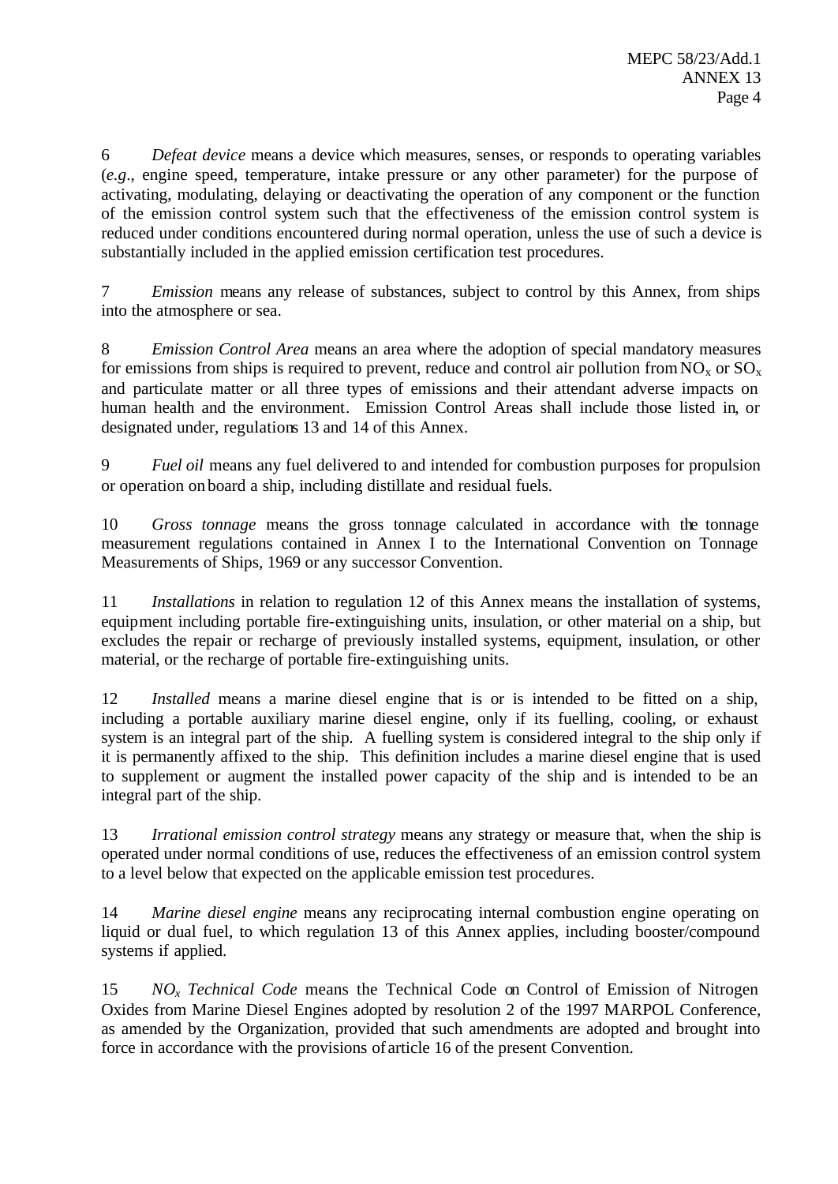6 *Defeat device* means a device which measures, senses, or responds to operating variables (*e.g*., engine speed, temperature, intake pressure or any other parameter) for the purpose of activating, modulating, delaying or deactivating the operation of any component or the function of the emission control system such that the effectiveness of the emission control system is reduced under conditions encountered during normal operation, unless the use of such a device is substantially included in the applied emission certification test procedures.

7 *Emission* means any release of substances, subject to control by this Annex, from ships into the atmosphere or sea.

8 *Emission Control Area* means an area where the adoption of special mandatory measures for emissions from ships is required to prevent, reduce and control air pollution from $NO_x$ or $SO_x$ and particulate matter or all three types of emissions and their attendant adverse impacts on human health and the environment. Emission Control Areas shall include those listed in, or designated under, regulations 13 and 14 of this Annex.

9 *Fuel oil* means any fuel delivered to and intended for combustion purposes for propulsion or operation on board a ship, including distillate and residual fuels.

10 *Gross tonnage* means the gross tonnage calculated in accordance with the tonnage measurement regulations contained in Annex I to the International Convention on Tonnage Measurements of Ships, 1969 or any successor Convention.

11 *Installations* in relation to regulation 12 of this Annex means the installation of systems, equipment including portable fire-extinguishing units, insulation, or other material on a ship, but excludes the repair or recharge of previously installed systems, equipment, insulation, or other material, or the recharge of portable fire-extinguishing units.

12 *Installed* means a marine diesel engine that is or is intended to be fitted on a ship, including a portable auxiliary marine diesel engine, only if its fuelling, cooling, or exhaust system is an integral part of the ship. A fuelling system is considered integral to the ship only if it is permanently affixed to the ship. This definition includes a marine diesel engine that is used to supplement or augment the installed power capacity of the ship and is intended to be an integral part of the ship.

13 *Irrational emission control strategy* means any strategy or measure that, when the ship is operated under normal conditions of use, reduces the effectiveness of an emission control system to a level below that expected on the applicable emission test procedures.

14 *Marine diesel engine* means any reciprocating internal combustion engine operating on liquid or dual fuel, to which regulation 13 of this Annex applies, including booster/compound systems if applied.

15 *$NO_x$ Technical Code* means the Technical Code on Control of Emission of Nitrogen Oxides from Marine Diesel Engines adopted by resolution 2 of the 1997 MARPOL Conference, as amended by the Organization, provided that such amendments are adopted and brought into force in accordance with the provisions of article 16 of the present Convention.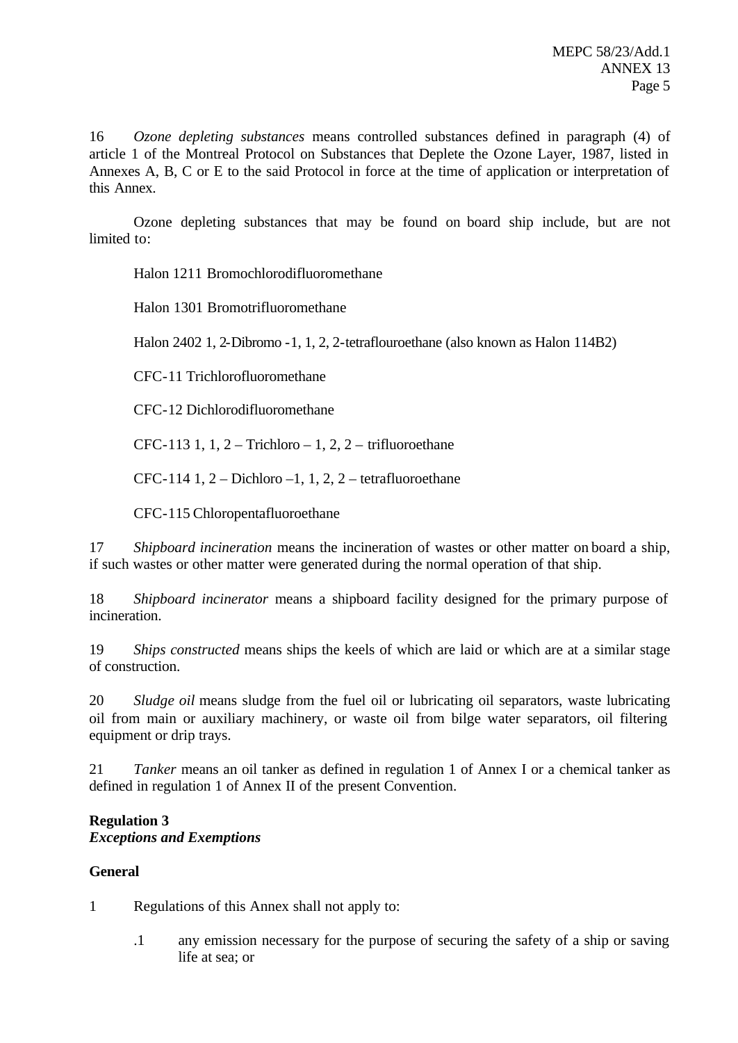16 *Ozone depleting substances* means controlled substances defined in paragraph (4) of article 1 of the Montreal Protocol on Substances that Deplete the Ozone Layer, 1987, listed in Annexes A, B, C or E to the said Protocol in force at the time of application or interpretation of this Annex.

Ozone depleting substances that may be found on board ship include, but are not limited to:

Halon 1211 Bromochlorodifluoromethane

Halon 1301 Bromotrifluoromethane

Halon 2402 1, 2-Dibromo -1, 1, 2, 2-tetraflouroethane (also known as Halon 114B2)

CFC-11 Trichlorofluoromethane

CFC-12 Dichlorodifluoromethane

CFC-113 1, 1, 2 – Trichloro – 1, 2, 2 – trifluoroethane

CFC-114 1, 2 – Dichloro –1, 1, 2, 2 – tetrafluoroethane

CFC-115 Chloropentafluoroethane

17 *Shipboard incineration* means the incineration of wastes or other matter on board a ship, if such wastes or other matter were generated during the normal operation of that ship.

18 *Shipboard incinerator* means a shipboard facility designed for the primary purpose of incineration.

19 *Ships constructed* means ships the keels of which are laid or which are at a similar stage of construction.

20 *Sludge oil* means sludge from the fuel oil or lubricating oil separators, waste lubricating oil from main or auxiliary machinery, or waste oil from bilge water separators, oil filtering equipment or drip trays.

21 *Tanker* means an oil tanker as defined in regulation 1 of Annex I or a chemical tanker as defined in regulation 1 of Annex II of the present Convention.

**Regulation 3**
***Exceptions and Exemptions***

**General**

1 Regulations of this Annex shall not apply to:

.1 any emission necessary for the purpose of securing the safety of a ship or saving life at sea; or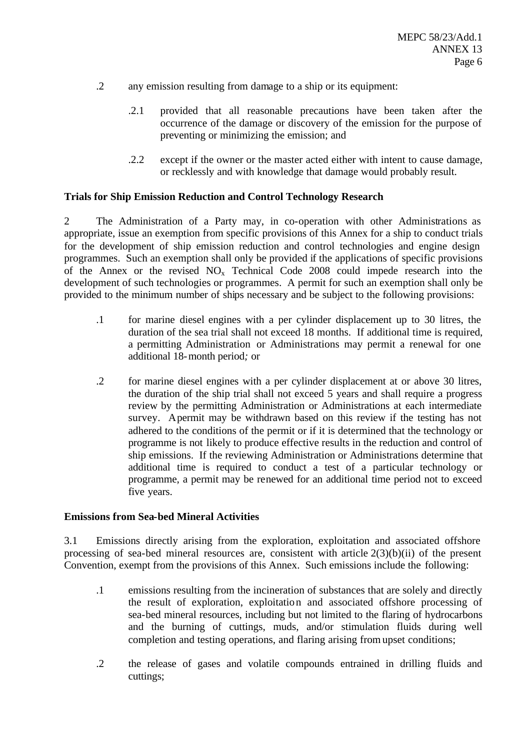.2 any emission resulting from damage to a ship or its equipment:

.2.1 provided that all reasonable precautions have been taken after the occurrence of the damage or discovery of the emission for the purpose of preventing or minimizing the emission; and

.2.2 except if the owner or the master acted either with intent to cause damage, or recklessly and with knowledge that damage would probably result.

**Trials for Ship Emission Reduction and Control Technology Research**

2 The Administration of a Party may, in co-operation with other Administrations as appropriate, issue an exemption from specific provisions of this Annex for a ship to conduct trials for the development of ship emission reduction and control technologies and engine design programmes. Such an exemption shall only be provided if the applications of specific provisions of the Annex or the revised $NO_x$ Technical Code 2008 could impede research into the development of such technologies or programmes. A permit for such an exemption shall only be provided to the minimum number of ships necessary and be subject to the following provisions:

.1 for marine diesel engines with a per cylinder displacement up to 30 litres, the duration of the sea trial shall not exceed 18 months. If additional time is required, a permitting Administration or Administrations may permit a renewal for one additional 18-month period*;* or

.2 for marine diesel engines with a per cylinder displacement at or above 30 litres, the duration of the ship trial shall not exceed 5 years and shall require a progress review by the permitting Administration or Administrations at each intermediate survey. A permit may be withdrawn based on this review if the testing has not adhered to the conditions of the permit or if it is determined that the technology or programme is not likely to produce effective results in the reduction and control of ship emissions. If the reviewing Administration or Administrations determine that additional time is required to conduct a test of a particular technology or programme, a permit may be renewed for an additional time period not to exceed five years.

**Emissions from Sea-bed Mineral Activities**

3.1 Emissions directly arising from the exploration, exploitation and associated offshore processing of sea-bed mineral resources are, consistent with article 2(3)(b)(ii) of the present Convention, exempt from the provisions of this Annex. Such emissions include the following:

.1 emissions resulting from the incineration of substances that are solely and directly the result of exploration, exploitation and associated offshore processing of sea-bed mineral resources, including but not limited to the flaring of hydrocarbons and the burning of cuttings, muds, and/or stimulation fluids during well completion and testing operations, and flaring arising from upset conditions;

.2 the release of gases and volatile compounds entrained in drilling fluids and cuttings;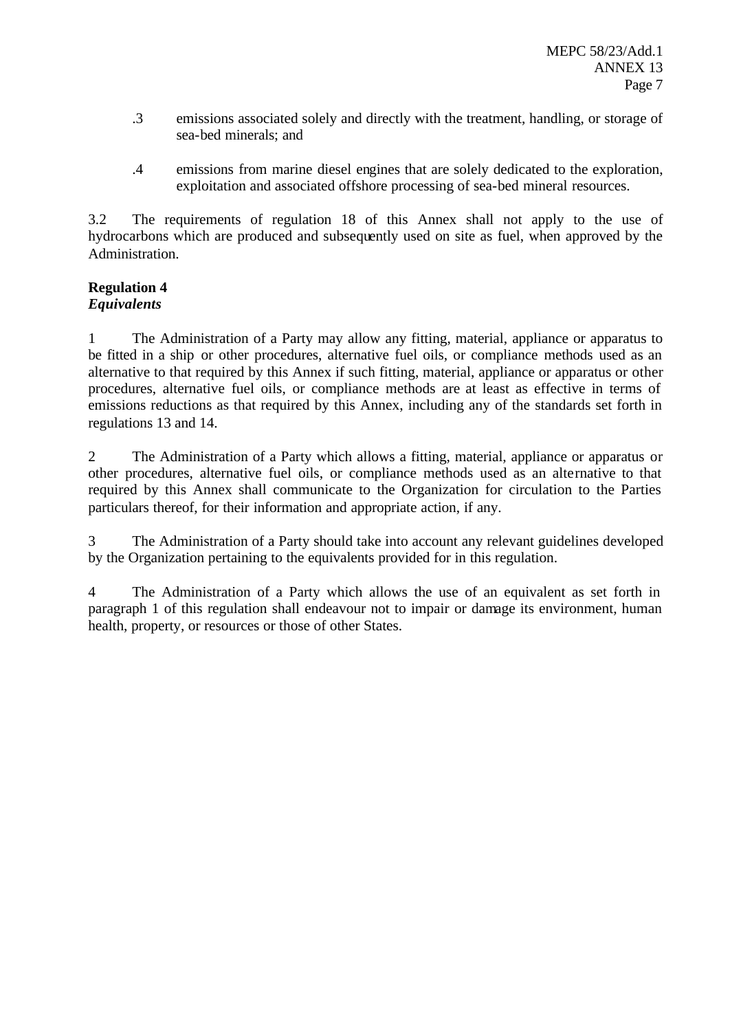.3 emissions associated solely and directly with the treatment, handling, or storage of sea-bed minerals; and

.4 emissions from marine diesel engines that are solely dedicated to the exploration, exploitation and associated offshore processing of sea-bed mineral resources.

3.2 The requirements of regulation 18 of this Annex shall not apply to the use of hydrocarbons which are produced and subsequently used on site as fuel, when approved by the Administration.

**Regulation 4**
***Equivalents***

1 The Administration of a Party may allow any fitting, material, appliance or apparatus to be fitted in a ship or other procedures, alternative fuel oils, or compliance methods used as an alternative to that required by this Annex if such fitting, material, appliance or apparatus or other procedures, alternative fuel oils, or compliance methods are at least as effective in terms of emissions reductions as that required by this Annex, including any of the standards set forth in regulations 13 and 14.

2 The Administration of a Party which allows a fitting, material, appliance or apparatus or other procedures, alternative fuel oils, or compliance methods used as an alternative to that required by this Annex shall communicate to the Organization for circulation to the Parties particulars thereof, for their information and appropriate action, if any.

3 The Administration of a Party should take into account any relevant guidelines developed by the Organization pertaining to the equivalents provided for in this regulation.

4 The Administration of a Party which allows the use of an equivalent as set forth in paragraph 1 of this regulation shall endeavour not to impair or damage its environment, human health, property, or resources or those of other States.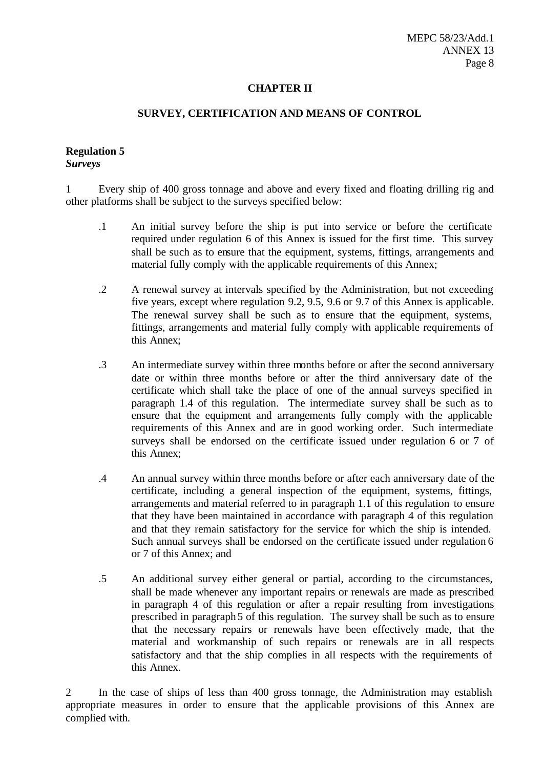# CHAPTER II

## SURVEY, CERTIFICATION AND MEANS OF CONTROL

**Regulation 5**
***Surveys***

1 Every ship of 400 gross tonnage and above and every fixed and floating drilling rig and other platforms shall be subject to the surveys specified below:

.1 An initial survey before the ship is put into service or before the certificate required under regulation 6 of this Annex is issued for the first time. This survey shall be such as to ensure that the equipment, systems, fittings, arrangements and material fully comply with the applicable requirements of this Annex;

.2 A renewal survey at intervals specified by the Administration, but not exceeding five years, except where regulation 9.2, 9.5, 9.6 or 9.7 of this Annex is applicable. The renewal survey shall be such as to ensure that the equipment, systems, fittings, arrangements and material fully comply with applicable requirements of this Annex;

.3 An intermediate survey within three months before or after the second anniversary date or within three months before or after the third anniversary date of the certificate which shall take the place of one of the annual surveys specified in paragraph 1.4 of this regulation. The intermediate survey shall be such as to ensure that the equipment and arrangements fully comply with the applicable requirements of this Annex and are in good working order. Such intermediate surveys shall be endorsed on the certificate issued under regulation 6 or 7 of this Annex;

.4 An annual survey within three months before or after each anniversary date of the certificate, including a general inspection of the equipment, systems, fittings, arrangements and material referred to in paragraph 1.1 of this regulation to ensure that they have been maintained in accordance with paragraph 4 of this regulation and that they remain satisfactory for the service for which the ship is intended. Such annual surveys shall be endorsed on the certificate issued under regulation 6 or 7 of this Annex; and

.5 An additional survey either general or partial, according to the circumstances, shall be made whenever any important repairs or renewals are made as prescribed in paragraph 4 of this regulation or after a repair resulting from investigations prescribed in paragraph 5 of this regulation. The survey shall be such as to ensure that the necessary repairs or renewals have been effectively made, that the material and workmanship of such repairs or renewals are in all respects satisfactory and that the ship complies in all respects with the requirements of this Annex.

2 In the case of ships of less than 400 gross tonnage, the Administration may establish appropriate measures in order to ensure that the applicable provisions of this Annex are complied with.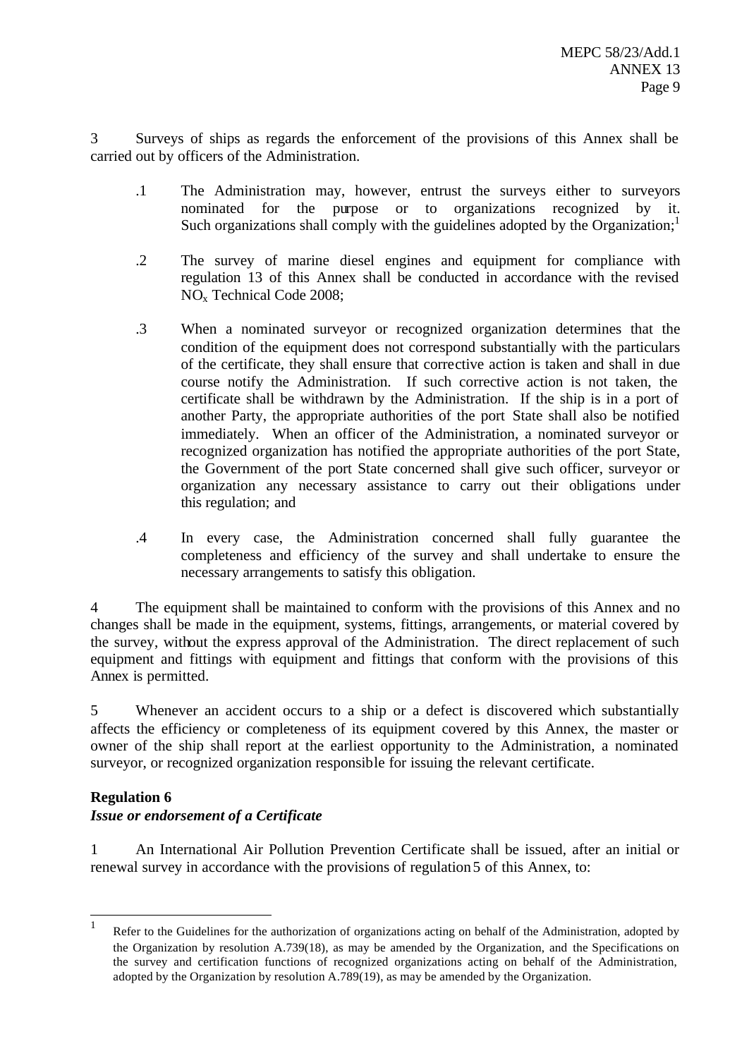3 Surveys of ships as regards the enforcement of the provisions of this Annex shall be carried out by officers of the Administration.

.1 The Administration may, however, entrust the surveys either to surveyors nominated for the purpose or to organizations recognized by it. Such organizations shall comply with the guidelines adopted by the Organization;[1]

.2 The survey of marine diesel engines and equipment for compliance with regulation 13 of this Annex shall be conducted in accordance with the revised $NO_x$ Technical Code 2008;

.3 When a nominated surveyor or recognized organization determines that the condition of the equipment does not correspond substantially with the particulars of the certificate, they shall ensure that corrective action is taken and shall in due course notify the Administration. If such corrective action is not taken, the certificate shall be withdrawn by the Administration. If the ship is in a port of another Party, the appropriate authorities of the port State shall also be notified immediately. When an officer of the Administration, a nominated surveyor or recognized organization has notified the appropriate authorities of the port State, the Government of the port State concerned shall give such officer, surveyor or organization any necessary assistance to carry out their obligations under this regulation; and

.4 In every case, the Administration concerned shall fully guarantee the completeness and efficiency of the survey and shall undertake to ensure the necessary arrangements to satisfy this obligation.

4 The equipment shall be maintained to conform with the provisions of this Annex and no changes shall be made in the equipment, systems, fittings, arrangements, or material covered by the survey, without the express approval of the Administration. The direct replacement of such equipment and fittings with equipment and fittings that conform with the provisions of this Annex is permitted.

5 Whenever an accident occurs to a ship or a defect is discovered which substantially affects the efficiency or completeness of its equipment covered by this Annex, the master or owner of the ship shall report at the earliest opportunity to the Administration, a nominated surveyor, or recognized organization responsible for issuing the relevant certificate.

**Regulation 6**
***Issue or endorsement of a Certificate***

1 An International Air Pollution Prevention Certificate shall be issued, after an initial or renewal survey in accordance with the provisions of regulation 5 of this Annex, to:

---

[1] Refer to the Guidelines for the authorization of organizations acting on behalf of the Administration, adopted by the Organization by resolution A.739(18), as may be amended by the Organization, and the Specifications on the survey and certification functions of recognized organizations acting on behalf of the Administration, adopted by the Organization by resolution A.789(19), as may be amended by the Organization.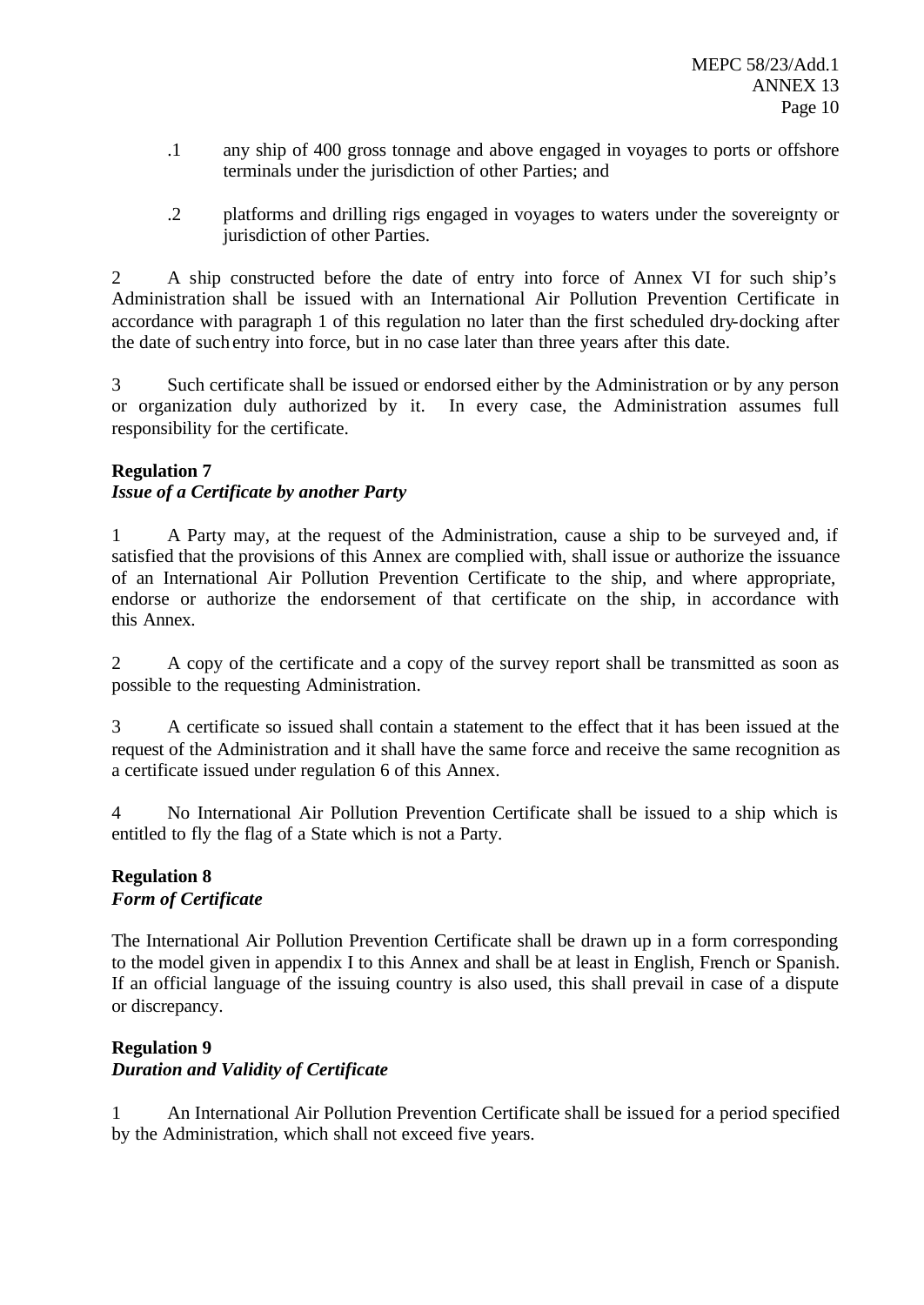.1 any ship of 400 gross tonnage and above engaged in voyages to ports or offshore terminals under the jurisdiction of other Parties; and

.2 platforms and drilling rigs engaged in voyages to waters under the sovereignty or jurisdiction of other Parties.

2 A ship constructed before the date of entry into force of Annex VI for such ship's Administration shall be issued with an International Air Pollution Prevention Certificate in accordance with paragraph 1 of this regulation no later than the first scheduled dry-docking after the date of such entry into force, but in no case later than three years after this date.

3 Such certificate shall be issued or endorsed either by the Administration or by any person or organization duly authorized by it. In every case, the Administration assumes full responsibility for the certificate.

**Regulation 7**
***Issue of a Certificate by another Party***

1 A Party may, at the request of the Administration, cause a ship to be surveyed and, if satisfied that the provisions of this Annex are complied with, shall issue or authorize the issuance of an International Air Pollution Prevention Certificate to the ship, and where appropriate, endorse or authorize the endorsement of that certificate on the ship, in accordance with this Annex.

2 A copy of the certificate and a copy of the survey report shall be transmitted as soon as possible to the requesting Administration.

3 A certificate so issued shall contain a statement to the effect that it has been issued at the request of the Administration and it shall have the same force and receive the same recognition as a certificate issued under regulation 6 of this Annex.

4 No International Air Pollution Prevention Certificate shall be issued to a ship which is entitled to fly the flag of a State which is not a Party.

**Regulation 8**
***Form of Certificate***

The International Air Pollution Prevention Certificate shall be drawn up in a form corresponding to the model given in appendix I to this Annex and shall be at least in English, French or Spanish. If an official language of the issuing country is also used, this shall prevail in case of a dispute or discrepancy.

**Regulation 9**
***Duration and Validity of Certificate***

1 An International Air Pollution Prevention Certificate shall be issued for a period specified by the Administration, which shall not exceed five years.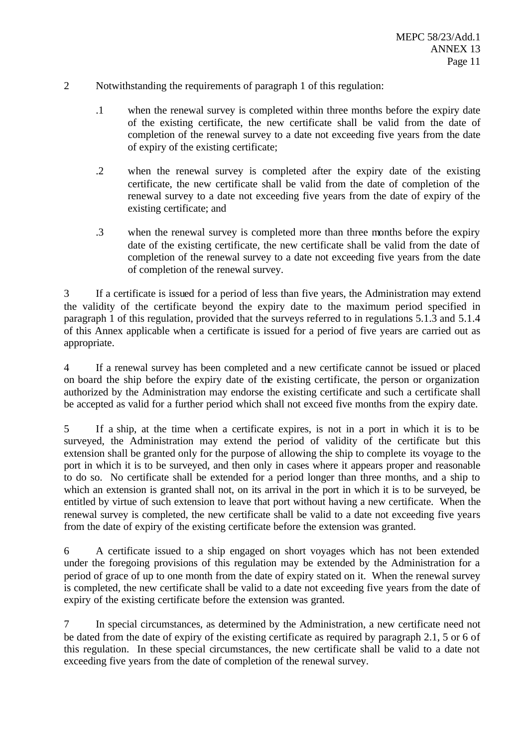2 Notwithstanding the requirements of paragraph 1 of this regulation:

.1 when the renewal survey is completed within three months before the expiry date of the existing certificate, the new certificate shall be valid from the date of completion of the renewal survey to a date not exceeding five years from the date of expiry of the existing certificate;

.2 when the renewal survey is completed after the expiry date of the existing certificate, the new certificate shall be valid from the date of completion of the renewal survey to a date not exceeding five years from the date of expiry of the existing certificate; and

.3 when the renewal survey is completed more than three months before the expiry date of the existing certificate, the new certificate shall be valid from the date of completion of the renewal survey to a date not exceeding five years from the date of completion of the renewal survey.

3 If a certificate is issued for a period of less than five years, the Administration may extend the validity of the certificate beyond the expiry date to the maximum period specified in paragraph 1 of this regulation, provided that the surveys referred to in regulations 5.1.3 and 5.1.4 of this Annex applicable when a certificate is issued for a period of five years are carried out as appropriate.

4 If a renewal survey has been completed and a new certificate cannot be issued or placed on board the ship before the expiry date of the existing certificate, the person or organization authorized by the Administration may endorse the existing certificate and such a certificate shall be accepted as valid for a further period which shall not exceed five months from the expiry date.

5 If a ship, at the time when a certificate expires, is not in a port in which it is to be surveyed, the Administration may extend the period of validity of the certificate but this extension shall be granted only for the purpose of allowing the ship to complete its voyage to the port in which it is to be surveyed, and then only in cases where it appears proper and reasonable to do so. No certificate shall be extended for a period longer than three months, and a ship to which an extension is granted shall not, on its arrival in the port in which it is to be surveyed, be entitled by virtue of such extension to leave that port without having a new certificate. When the renewal survey is completed, the new certificate shall be valid to a date not exceeding five years from the date of expiry of the existing certificate before the extension was granted.

6 A certificate issued to a ship engaged on short voyages which has not been extended under the foregoing provisions of this regulation may be extended by the Administration for a period of grace of up to one month from the date of expiry stated on it. When the renewal survey is completed, the new certificate shall be valid to a date not exceeding five years from the date of expiry of the existing certificate before the extension was granted.

7 In special circumstances, as determined by the Administration, a new certificate need not be dated from the date of expiry of the existing certificate as required by paragraph 2.1, 5 or 6 of this regulation. In these special circumstances, the new certificate shall be valid to a date not exceeding five years from the date of completion of the renewal survey.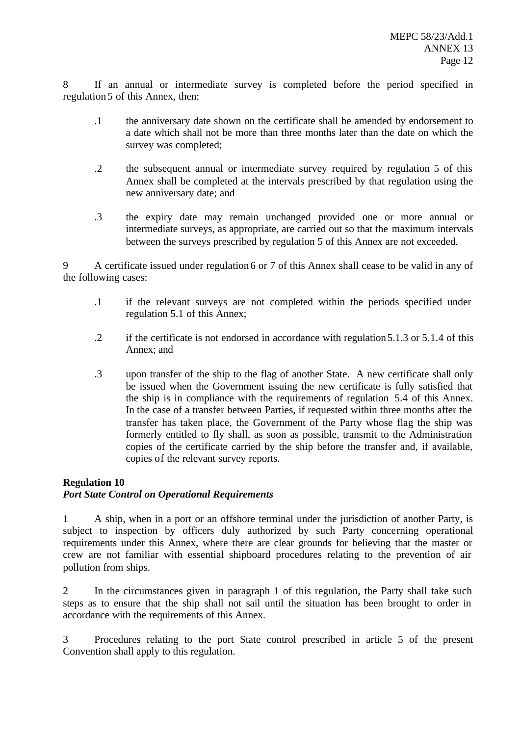8 If an annual or intermediate survey is completed before the period specified in regulation 5 of this Annex, then:

.1 the anniversary date shown on the certificate shall be amended by endorsement to a date which shall not be more than three months later than the date on which the survey was completed;

.2 the subsequent annual or intermediate survey required by regulation 5 of this Annex shall be completed at the intervals prescribed by that regulation using the new anniversary date; and

.3 the expiry date may remain unchanged provided one or more annual or intermediate surveys, as appropriate, are carried out so that the maximum intervals between the surveys prescribed by regulation 5 of this Annex are not exceeded.

9 A certificate issued under regulation 6 or 7 of this Annex shall cease to be valid in any of the following cases:

.1 if the relevant surveys are not completed within the periods specified under regulation 5.1 of this Annex;

.2 if the certificate is not endorsed in accordance with regulation 5.1.3 or 5.1.4 of this Annex; and

.3 upon transfer of the ship to the flag of another State. A new certificate shall only be issued when the Government issuing the new certificate is fully satisfied that the ship is in compliance with the requirements of regulation 5.4 of this Annex. In the case of a transfer between Parties, if requested within three months after the transfer has taken place, the Government of the Party whose flag the ship was formerly entitled to fly shall, as soon as possible, transmit to the Administration copies of the certificate carried by the ship before the transfer and, if available, copies of the relevant survey reports.

**Regulation 10**
***Port State Control on Operational Requirements***

1 A ship, when in a port or an offshore terminal under the jurisdiction of another Party, is subject to inspection by officers duly authorized by such Party concerning operational requirements under this Annex, where there are clear grounds for believing that the master or crew are not familiar with essential shipboard procedures relating to the prevention of air pollution from ships.

2 In the circumstances given in paragraph 1 of this regulation, the Party shall take such steps as to ensure that the ship shall not sail until the situation has been brought to order in accordance with the requirements of this Annex.

3 Procedures relating to the port State control prescribed in article 5 of the present Convention shall apply to this regulation.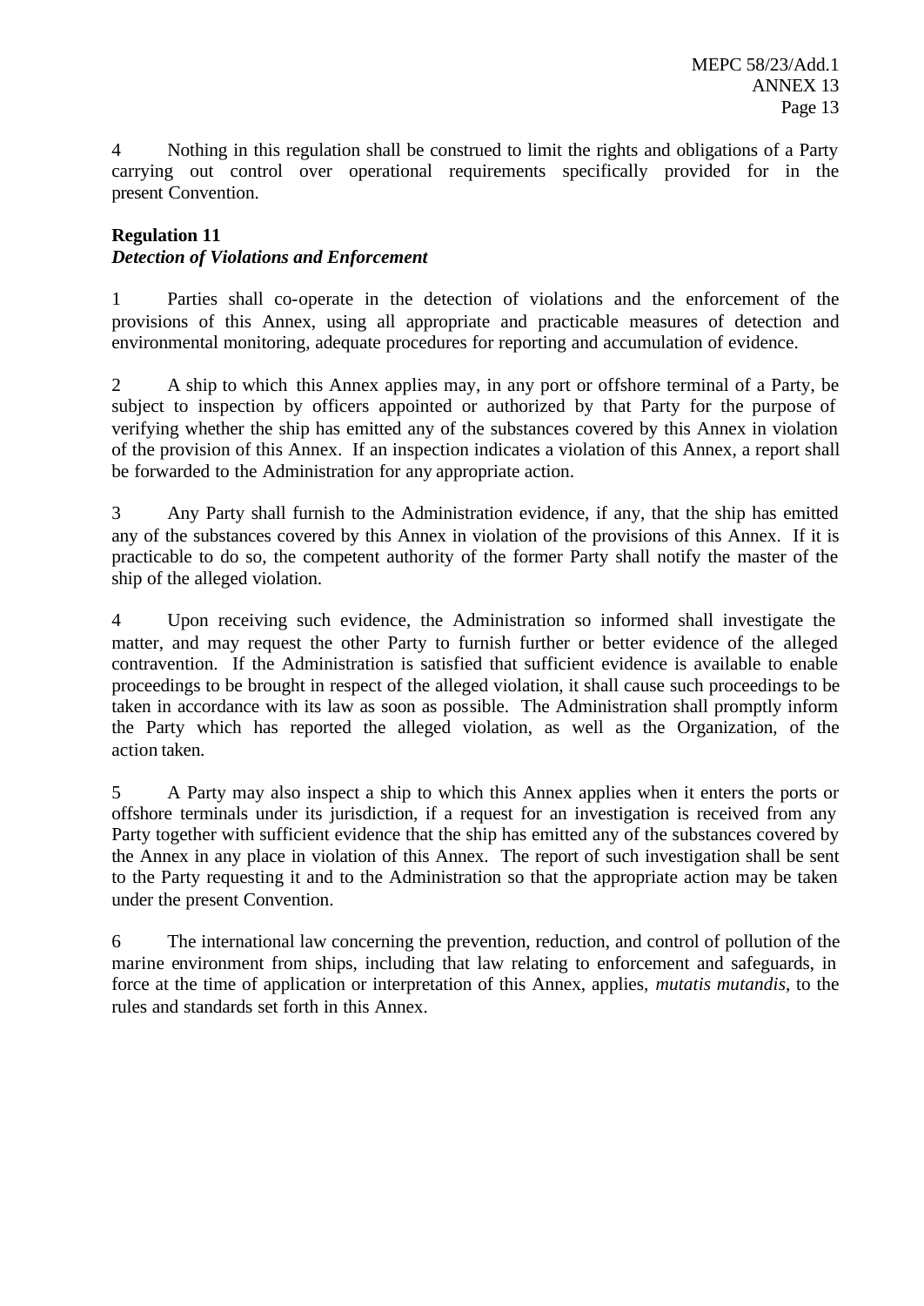4 Nothing in this regulation shall be construed to limit the rights and obligations of a Party carrying out control over operational requirements specifically provided for in the present Convention.

**Regulation 11**
***Detection of Violations and Enforcement***

1 Parties shall co-operate in the detection of violations and the enforcement of the provisions of this Annex, using all appropriate and practicable measures of detection and environmental monitoring, adequate procedures for reporting and accumulation of evidence.

2 A ship to which this Annex applies may, in any port or offshore terminal of a Party, be subject to inspection by officers appointed or authorized by that Party for the purpose of verifying whether the ship has emitted any of the substances covered by this Annex in violation of the provision of this Annex. If an inspection indicates a violation of this Annex, a report shall be forwarded to the Administration for any appropriate action.

3 Any Party shall furnish to the Administration evidence, if any, that the ship has emitted any of the substances covered by this Annex in violation of the provisions of this Annex. If it is practicable to do so, the competent authority of the former Party shall notify the master of the ship of the alleged violation.

4 Upon receiving such evidence, the Administration so informed shall investigate the matter, and may request the other Party to furnish further or better evidence of the alleged contravention. If the Administration is satisfied that sufficient evidence is available to enable proceedings to be brought in respect of the alleged violation, it shall cause such proceedings to be taken in accordance with its law as soon as possible. The Administration shall promptly inform the Party which has reported the alleged violation, as well as the Organization, of the action taken.

5 A Party may also inspect a ship to which this Annex applies when it enters the ports or offshore terminals under its jurisdiction, if a request for an investigation is received from any Party together with sufficient evidence that the ship has emitted any of the substances covered by the Annex in any place in violation of this Annex. The report of such investigation shall be sent to the Party requesting it and to the Administration so that the appropriate action may be taken under the present Convention.

6 The international law concerning the prevention, reduction, and control of pollution of the marine environment from ships, including that law relating to enforcement and safeguards, in force at the time of application or interpretation of this Annex, applies, *mutatis mutandis*, to the rules and standards set forth in this Annex.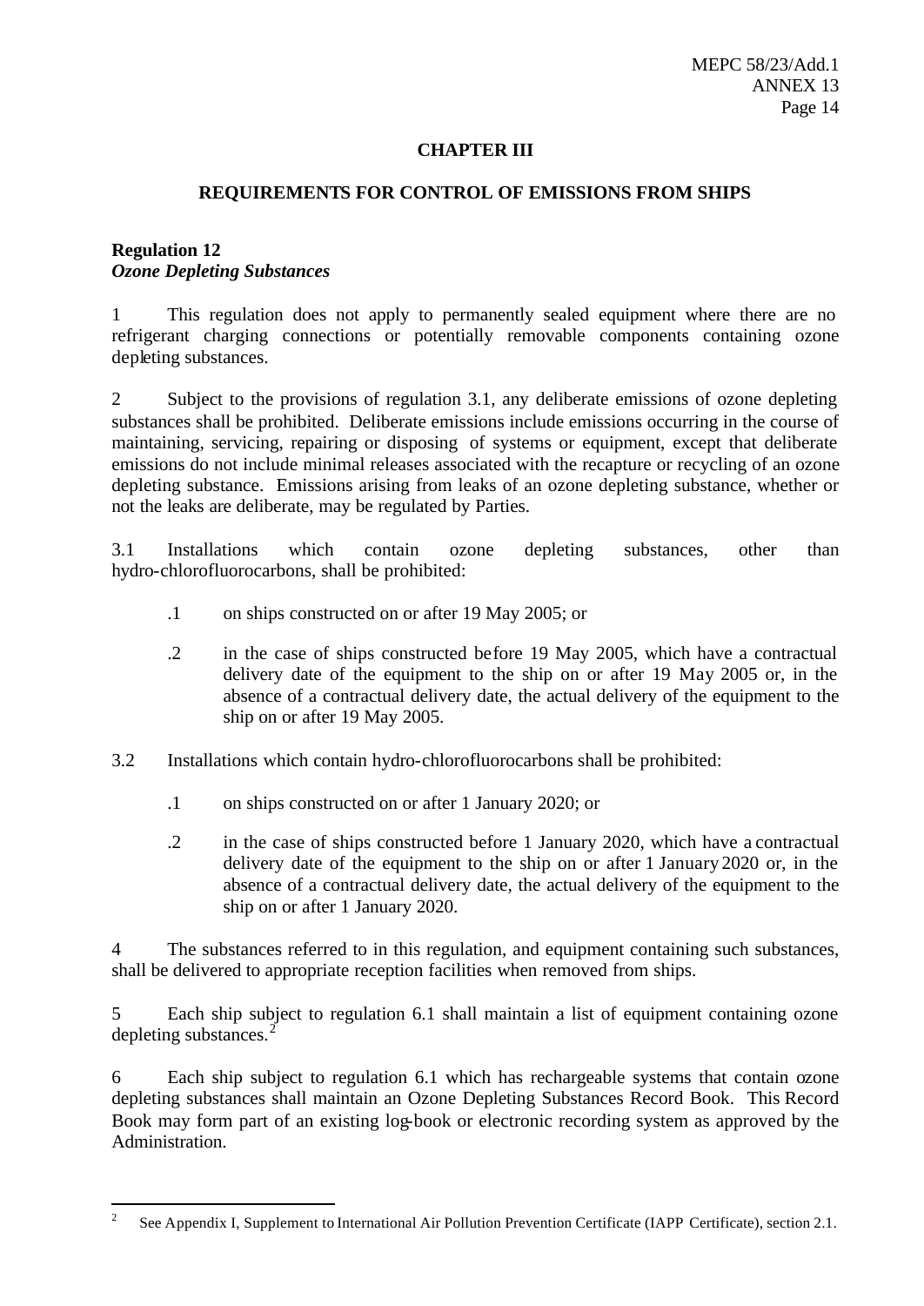## CHAPTER III

## REQUIREMENTS FOR CONTROL OF EMISSIONS FROM SHIPS

**Regulation 12**
***Ozone Depleting Substances***

1 This regulation does not apply to permanently sealed equipment where there are no refrigerant charging connections or potentially removable components containing ozone depleting substances.

2 Subject to the provisions of regulation 3.1, any deliberate emissions of ozone depleting substances shall be prohibited. Deliberate emissions include emissions occurring in the course of maintaining, servicing, repairing or disposing of systems or equipment, except that deliberate emissions do not include minimal releases associated with the recapture or recycling of an ozone depleting substance. Emissions arising from leaks of an ozone depleting substance, whether or not the leaks are deliberate, may be regulated by Parties.

3.1 Installations which contain ozone depleting substances, other than hydro-chlorofluorocarbons, shall be prohibited:

.1 on ships constructed on or after 19 May 2005; or

.2 in the case of ships constructed before 19 May 2005, which have a contractual delivery date of the equipment to the ship on or after 19 May 2005 or, in the absence of a contractual delivery date, the actual delivery of the equipment to the ship on or after 19 May 2005.

3.2 Installations which contain hydro-chlorofluorocarbons shall be prohibited:

.1 on ships constructed on or after 1 January 2020; or

.2 in the case of ships constructed before 1 January 2020, which have a contractual delivery date of the equipment to the ship on or after 1 January 2020 or, in the absence of a contractual delivery date, the actual delivery of the equipment to the ship on or after 1 January 2020.

4 The substances referred to in this regulation, and equipment containing such substances, shall be delivered to appropriate reception facilities when removed from ships.

5 Each ship subject to regulation 6.1 shall maintain a list of equipment containing ozone depleting substances.[2]

6 Each ship subject to regulation 6.1 which has rechargeable systems that contain ozone depleting substances shall maintain an Ozone Depleting Substances Record Book. This Record Book may form part of an existing log-book or electronic recording system as approved by the Administration.

---

[2] See Appendix I, Supplement to International Air Pollution Prevention Certificate (IAPP Certificate), section 2.1.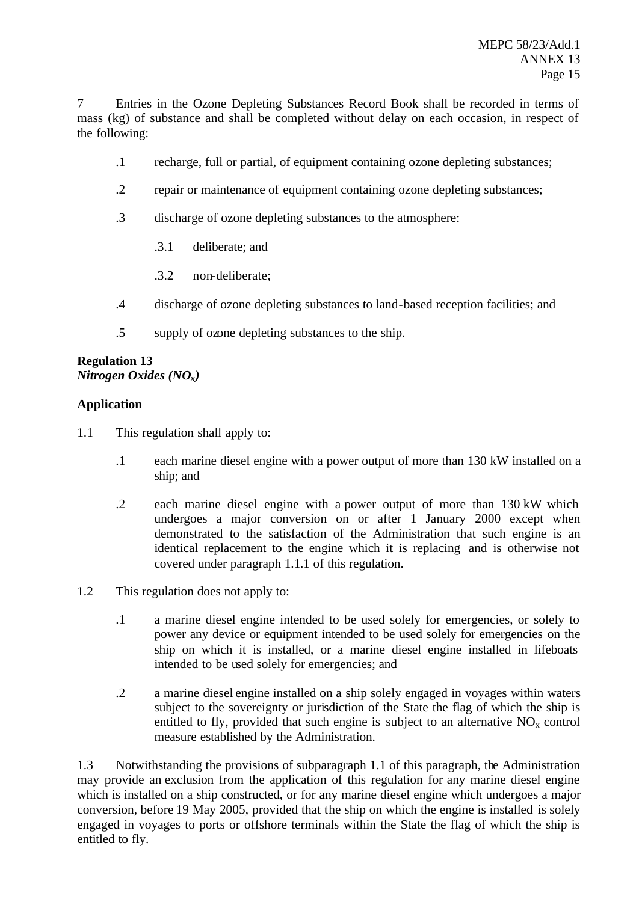7 Entries in the Ozone Depleting Substances Record Book shall be recorded in terms of mass (kg) of substance and shall be completed without delay on each occasion, in respect of the following:

.1 recharge, full or partial, of equipment containing ozone depleting substances;

.2 repair or maintenance of equipment containing ozone depleting substances;

.3 discharge of ozone depleting substances to the atmosphere:

.3.1 deliberate; and

.3.2 non-deliberate;

.4 discharge of ozone depleting substances to land-based reception facilities; and

.5 supply of ozone depleting substances to the ship.

**Regulation 13**
***Nitrogen Oxides ($NO_x$)***

**Application**

1.1 This regulation shall apply to:

.1 each marine diesel engine with a power output of more than 130 kW installed on a ship; and

.2 each marine diesel engine with a power output of more than 130 kW which undergoes a major conversion on or after 1 January 2000 except when demonstrated to the satisfaction of the Administration that such engine is an identical replacement to the engine which it is replacing and is otherwise not covered under paragraph 1.1.1 of this regulation.

1.2 This regulation does not apply to:

.1 a marine diesel engine intended to be used solely for emergencies, or solely to power any device or equipment intended to be used solely for emergencies on the ship on which it is installed, or a marine diesel engine installed in lifeboats intended to be used solely for emergencies; and

.2 a marine diesel engine installed on a ship solely engaged in voyages within waters subject to the sovereignty or jurisdiction of the State the flag of which the ship is entitled to fly, provided that such engine is subject to an alternative $NO_x$ control measure established by the Administration.

1.3 Notwithstanding the provisions of subparagraph 1.1 of this paragraph, the Administration may provide an exclusion from the application of this regulation for any marine diesel engine which is installed on a ship constructed, or for any marine diesel engine which undergoes a major conversion, before 19 May 2005, provided that the ship on which the engine is installed is solely engaged in voyages to ports or offshore terminals within the State the flag of which the ship is entitled to fly.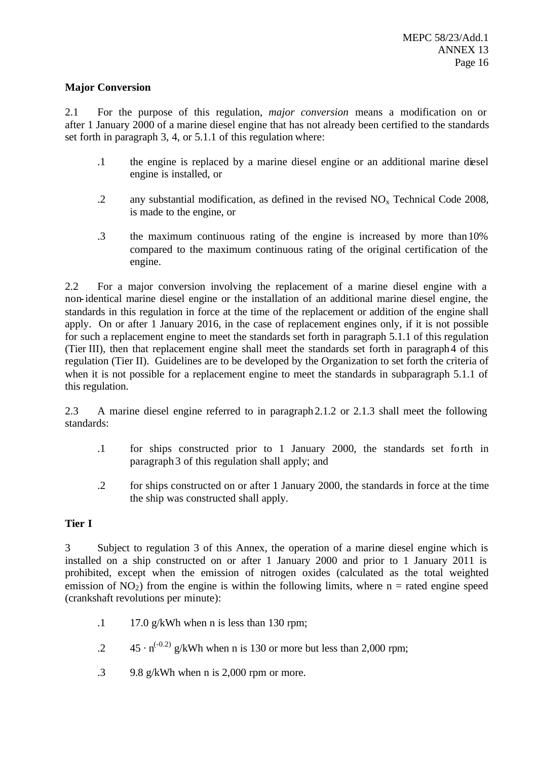**Major Conversion**

2.1 For the purpose of this regulation, *major conversion* means a modification on or after 1 January 2000 of a marine diesel engine that has not already been certified to the standards set forth in paragraph 3, 4, or 5.1.1 of this regulation where:

.1 the engine is replaced by a marine diesel engine or an additional marine diesel engine is installed, or

.2 any substantial modification, as defined in the revised $NO_x$ Technical Code 2008, is made to the engine, or

.3 the maximum continuous rating of the engine is increased by more than 10% compared to the maximum continuous rating of the original certification of the engine.

2.2 For a major conversion involving the replacement of a marine diesel engine with a non-identical marine diesel engine or the installation of an additional marine diesel engine, the standards in this regulation in force at the time of the replacement or addition of the engine shall apply. On or after 1 January 2016, in the case of replacement engines only, if it is not possible for such a replacement engine to meet the standards set forth in paragraph 5.1.1 of this regulation (Tier III), then that replacement engine shall meet the standards set forth in paragraph 4 of this regulation (Tier II). Guidelines are to be developed by the Organization to set forth the criteria of when it is not possible for a replacement engine to meet the standards in subparagraph 5.1.1 of this regulation.

2.3 A marine diesel engine referred to in paragraph 2.1.2 or 2.1.3 shall meet the following standards:

.1 for ships constructed prior to 1 January 2000, the standards set forth in paragraph 3 of this regulation shall apply; and

.2 for ships constructed on or after 1 January 2000, the standards in force at the time the ship was constructed shall apply.

**Tier I**

3 Subject to regulation 3 of this Annex, the operation of a marine diesel engine which is installed on a ship constructed on or after 1 January 2000 and prior to 1 January 2011 is prohibited, except when the emission of nitrogen oxides (calculated as the total weighted emission of $NO_2$) from the engine is within the following limits, where n = rated engine speed (crankshaft revolutions per minute):

.1 17.0 g/kWh when n is less than 130 rpm;

.2 $45 \cdot n^{(-0.2)}$ g/kWh when n is 130 or more but less than 2,000 rpm;

.3 9.8 g/kWh when n is 2,000 rpm or more.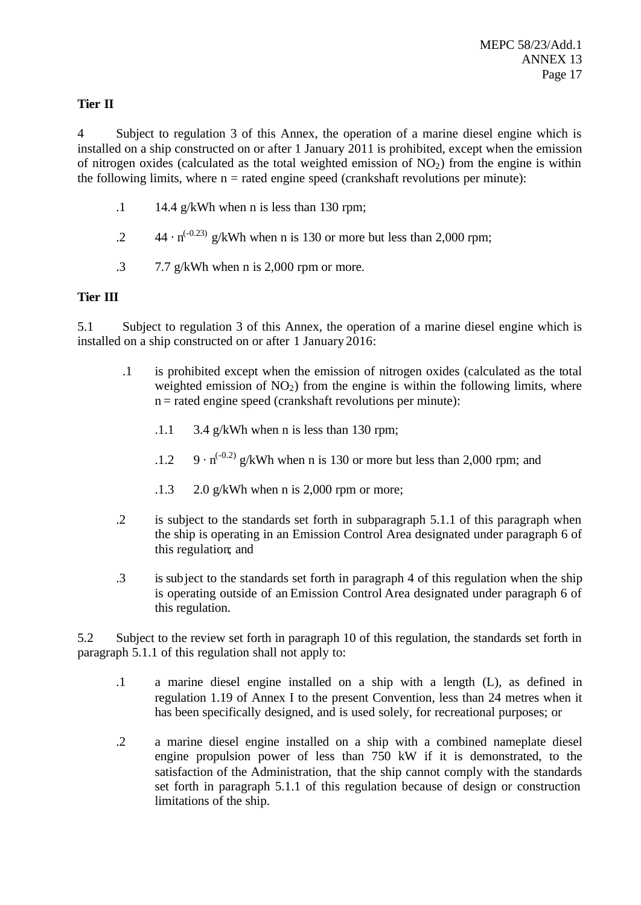**Tier II**

4 Subject to regulation 3 of this Annex, the operation of a marine diesel engine which is installed on a ship constructed on or after 1 January 2011 is prohibited, except when the emission of nitrogen oxides (calculated as the total weighted emission of $NO_2$) from the engine is within the following limits, where n = rated engine speed (crankshaft revolutions per minute):

.1 14.4 g/kWh when n is less than 130 rpm;

.2 $44 \cdot n^{(-0.23)}$ g/kWh when n is 130 or more but less than 2,000 rpm;

.3 7.7 g/kWh when n is 2,000 rpm or more.

**Tier III**

5.1 Subject to regulation 3 of this Annex, the operation of a marine diesel engine which is installed on a ship constructed on or after 1 January 2016:

.1 is prohibited except when the emission of nitrogen oxides (calculated as the total weighted emission of $NO_2$) from the engine is within the following limits, where n = rated engine speed (crankshaft revolutions per minute):

.1.1 3.4 g/kWh when n is less than 130 rpm;

.1.2 $9 \cdot n^{(-0.2)}$ g/kWh when n is 130 or more but less than 2,000 rpm; and

.1.3 2.0 g/kWh when n is 2,000 rpm or more;

.2 is subject to the standards set forth in subparagraph 5.1.1 of this paragraph when the ship is operating in an Emission Control Area designated under paragraph 6 of this regulation; and

.3 is subject to the standards set forth in paragraph 4 of this regulation when the ship is operating outside of an Emission Control Area designated under paragraph 6 of this regulation.

5.2 Subject to the review set forth in paragraph 10 of this regulation, the standards set forth in paragraph 5.1.1 of this regulation shall not apply to:

.1 a marine diesel engine installed on a ship with a length (L), as defined in regulation 1.19 of Annex I to the present Convention, less than 24 metres when it has been specifically designed, and is used solely, for recreational purposes; or

.2 a marine diesel engine installed on a ship with a combined nameplate diesel engine propulsion power of less than 750 kW if it is demonstrated, to the satisfaction of the Administration, that the ship cannot comply with the standards set forth in paragraph 5.1.1 of this regulation because of design or construction limitations of the ship.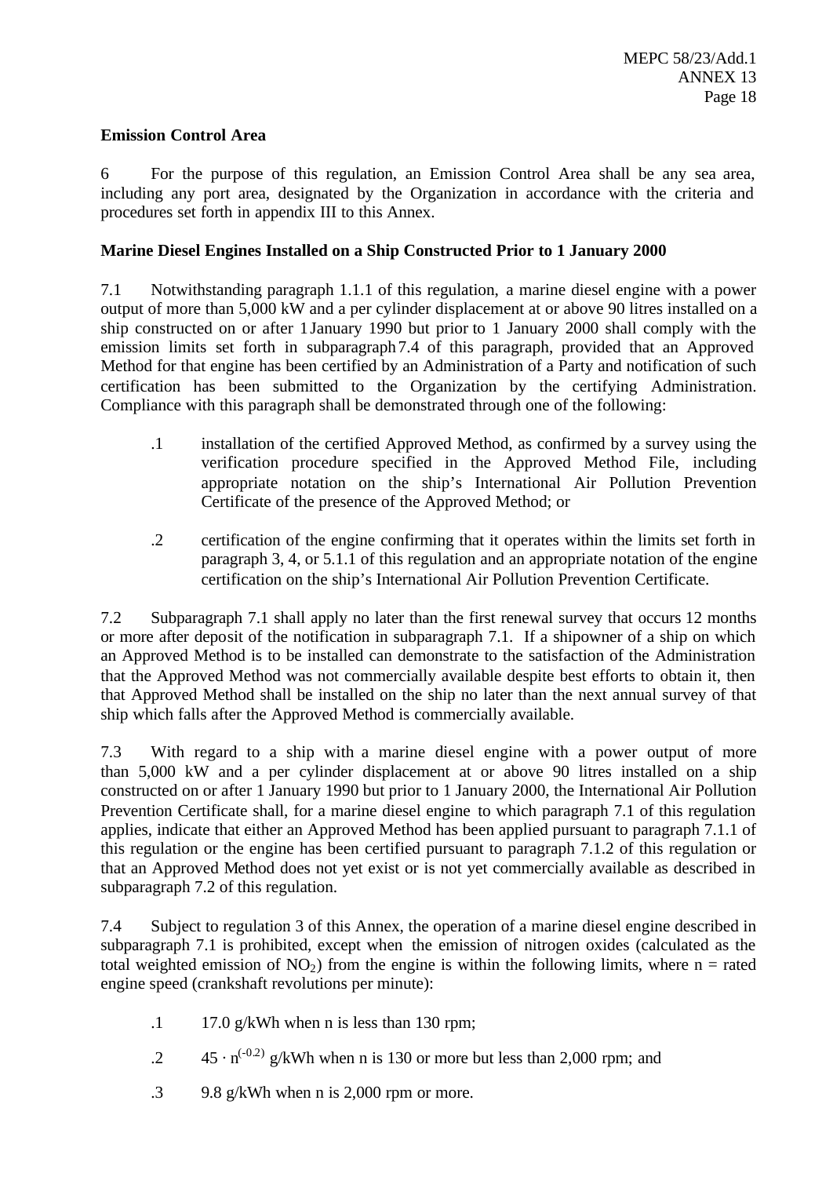**Emission Control Area**

6 For the purpose of this regulation, an Emission Control Area shall be any sea area, including any port area, designated by the Organization in accordance with the criteria and procedures set forth in appendix III to this Annex.

**Marine Diesel Engines Installed on a Ship Constructed Prior to 1 January 2000**

7.1 Notwithstanding paragraph 1.1.1 of this regulation, a marine diesel engine with a power output of more than 5,000 kW and a per cylinder displacement at or above 90 litres installed on a ship constructed on or after 1 January 1990 but prior to 1 January 2000 shall comply with the emission limits set forth in subparagraph 7.4 of this paragraph, provided that an Approved Method for that engine has been certified by an Administration of a Party and notification of such certification has been submitted to the Organization by the certifying Administration. Compliance with this paragraph shall be demonstrated through one of the following:

- .1 installation of the certified Approved Method, as confirmed by a survey using the verification procedure specified in the Approved Method File, including appropriate notation on the ship's International Air Pollution Prevention Certificate of the presence of the Approved Method; or

- .2 certification of the engine confirming that it operates within the limits set forth in paragraph 3, 4, or 5.1.1 of this regulation and an appropriate notation of the engine certification on the ship's International Air Pollution Prevention Certificate.

7.2 Subparagraph 7.1 shall apply no later than the first renewal survey that occurs 12 months or more after deposit of the notification in subparagraph 7.1. If a shipowner of a ship on which an Approved Method is to be installed can demonstrate to the satisfaction of the Administration that the Approved Method was not commercially available despite best efforts to obtain it, then that Approved Method shall be installed on the ship no later than the next annual survey of that ship which falls after the Approved Method is commercially available.

7.3 With regard to a ship with a marine diesel engine with a power output of more than 5,000 kW and a per cylinder displacement at or above 90 litres installed on a ship constructed on or after 1 January 1990 but prior to 1 January 2000, the International Air Pollution Prevention Certificate shall, for a marine diesel engine to which paragraph 7.1 of this regulation applies, indicate that either an Approved Method has been applied pursuant to paragraph 7.1.1 of this regulation or the engine has been certified pursuant to paragraph 7.1.2 of this regulation or that an Approved Method does not yet exist or is not yet commercially available as described in subparagraph 7.2 of this regulation.

7.4 Subject to regulation 3 of this Annex, the operation of a marine diesel engine described in subparagraph 7.1 is prohibited, except when the emission of nitrogen oxides (calculated as the total weighted emission of $NO_2$) from the engine is within the following limits, where n = rated engine speed (crankshaft revolutions per minute):

- .1 17.0 g/kWh when n is less than 130 rpm;

- .2 $45 \cdot n^{(-0.2)}$ g/kWh when n is 130 or more but less than 2,000 rpm; and

- .3 9.8 g/kWh when n is 2,000 rpm or more.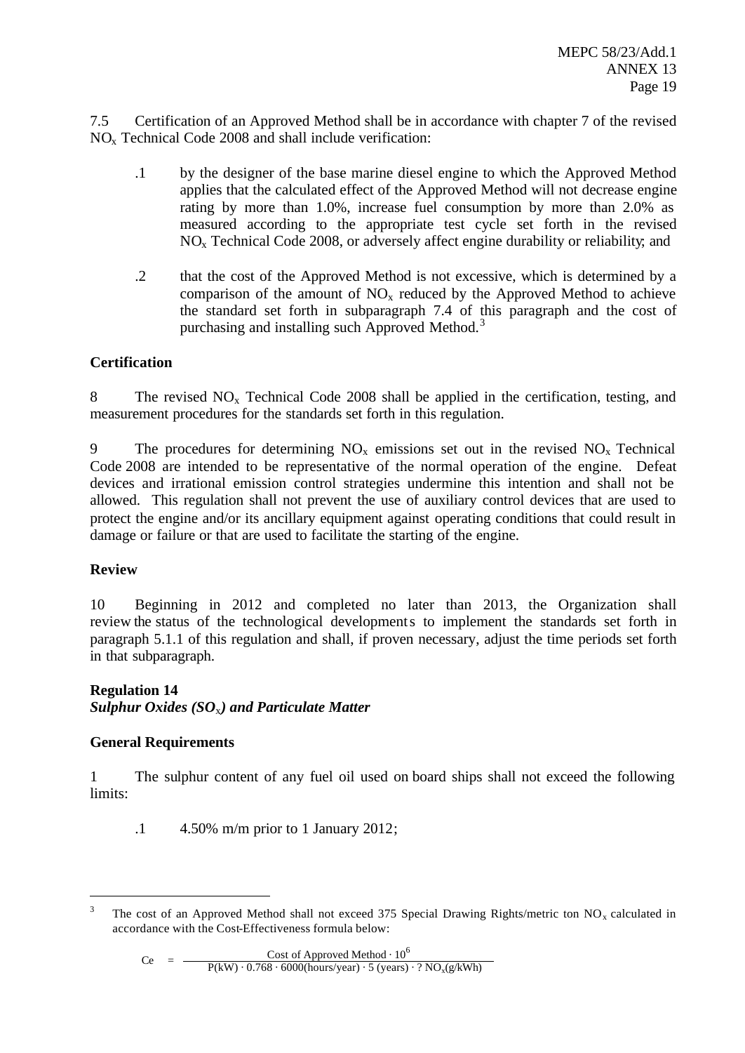7.5 Certification of an Approved Method shall be in accordance with chapter 7 of the revised $NO_x$ Technical Code 2008 and shall include verification:

.1 by the designer of the base marine diesel engine to which the Approved Method applies that the calculated effect of the Approved Method will not decrease engine rating by more than 1.0%, increase fuel consumption by more than 2.0% as measured according to the appropriate test cycle set forth in the revised $NO_x$ Technical Code 2008, or adversely affect engine durability or reliability; and

.2 that the cost of the Approved Method is not excessive, which is determined by a comparison of the amount of $NO_x$ reduced by the Approved Method to achieve the standard set forth in subparagraph 7.4 of this paragraph and the cost of purchasing and installing such Approved Method.[3]

**Certification**

8 The revised $NO_x$ Technical Code 2008 shall be applied in the certification, testing, and measurement procedures for the standards set forth in this regulation.

9 The procedures for determining $NO_x$ emissions set out in the revised $NO_x$ Technical Code 2008 are intended to be representative of the normal operation of the engine. Defeat devices and irrational emission control strategies undermine this intention and shall not be allowed. This regulation shall not prevent the use of auxiliary control devices that are used to protect the engine and/or its ancillary equipment against operating conditions that could result in damage or failure or that are used to facilitate the starting of the engine.

**Review**

10 Beginning in 2012 and completed no later than 2013, the Organization shall review the status of the technological developments to implement the standards set forth in paragraph 5.1.1 of this regulation and shall, if proven necessary, adjust the time periods set forth in that subparagraph.

## Regulation 14
***Sulphur Oxides ($SO_x$) and Particulate Matter***

**General Requirements**

1 The sulphur content of any fuel oil used on board ships shall not exceed the following limits:

.1 4.50% m/m prior to 1 January 2012;

---

[3] The cost of an Approved Method shall not exceed 375 Special Drawing Rights/metric ton $NO_x$ calculated in accordance with the Cost-Effectiveness formula below:

$$Ce = \frac{\text{Cost of Approved Method} \cdot 10^6}{P(kW) \cdot 0.768 \cdot 6000(\text{hours/year}) \cdot 5\ (\text{years}) \cdot ?\ NO_x(g/kWh)}$$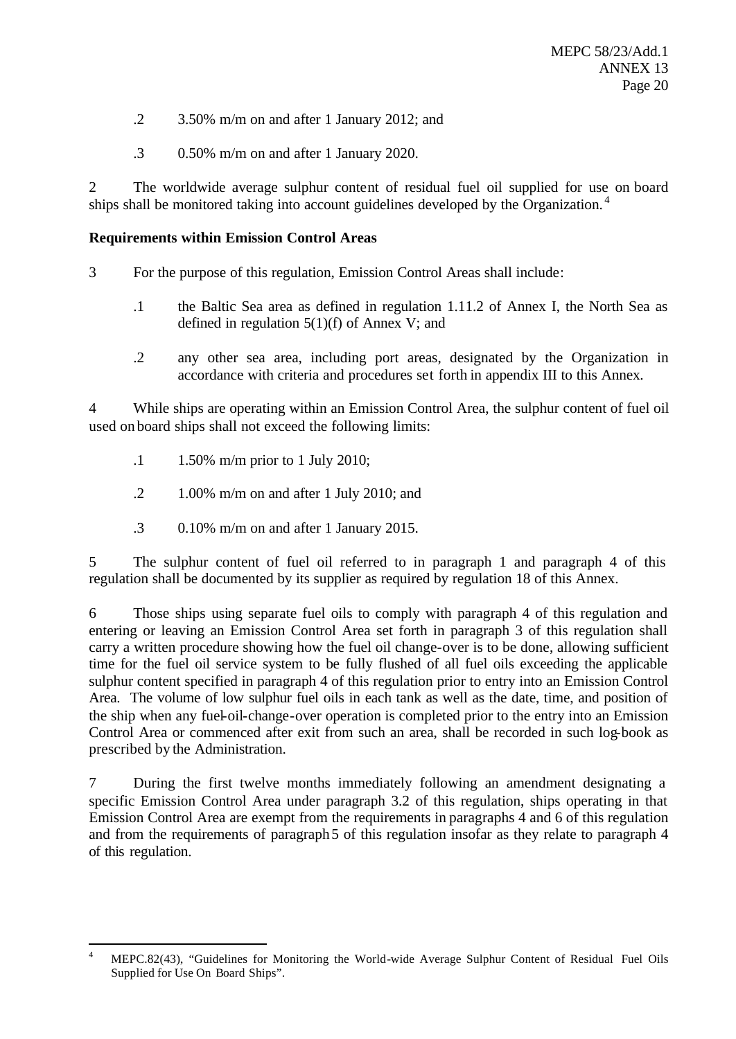.2 3.50% m/m on and after 1 January 2012; and

.3 0.50% m/m on and after 1 January 2020.

2 The worldwide average sulphur content of residual fuel oil supplied for use on board ships shall be monitored taking into account guidelines developed by the Organization.[4]

**Requirements within Emission Control Areas**

3 For the purpose of this regulation, Emission Control Areas shall include:

.1 the Baltic Sea area as defined in regulation 1.11.2 of Annex I, the North Sea as defined in regulation 5(1)(f) of Annex V; and

.2 any other sea area, including port areas, designated by the Organization in accordance with criteria and procedures set forth in appendix III to this Annex.

4 While ships are operating within an Emission Control Area, the sulphur content of fuel oil used on board ships shall not exceed the following limits:

.1 1.50% m/m prior to 1 July 2010;

.2 1.00% m/m on and after 1 July 2010; and

.3 0.10% m/m on and after 1 January 2015.

5 The sulphur content of fuel oil referred to in paragraph 1 and paragraph 4 of this regulation shall be documented by its supplier as required by regulation 18 of this Annex.

6 Those ships using separate fuel oils to comply with paragraph 4 of this regulation and entering or leaving an Emission Control Area set forth in paragraph 3 of this regulation shall carry a written procedure showing how the fuel oil change-over is to be done, allowing sufficient time for the fuel oil service system to be fully flushed of all fuel oils exceeding the applicable sulphur content specified in paragraph 4 of this regulation prior to entry into an Emission Control Area. The volume of low sulphur fuel oils in each tank as well as the date, time, and position of the ship when any fuel-oil-change-over operation is completed prior to the entry into an Emission Control Area or commenced after exit from such an area, shall be recorded in such log-book as prescribed by the Administration.

7 During the first twelve months immediately following an amendment designating a specific Emission Control Area under paragraph 3.2 of this regulation, ships operating in that Emission Control Area are exempt from the requirements in paragraphs 4 and 6 of this regulation and from the requirements of paragraph 5 of this regulation insofar as they relate to paragraph 4 of this regulation.

---

[4] MEPC.82(43), "Guidelines for Monitoring the World-wide Average Sulphur Content of Residual Fuel Oils Supplied for Use On Board Ships".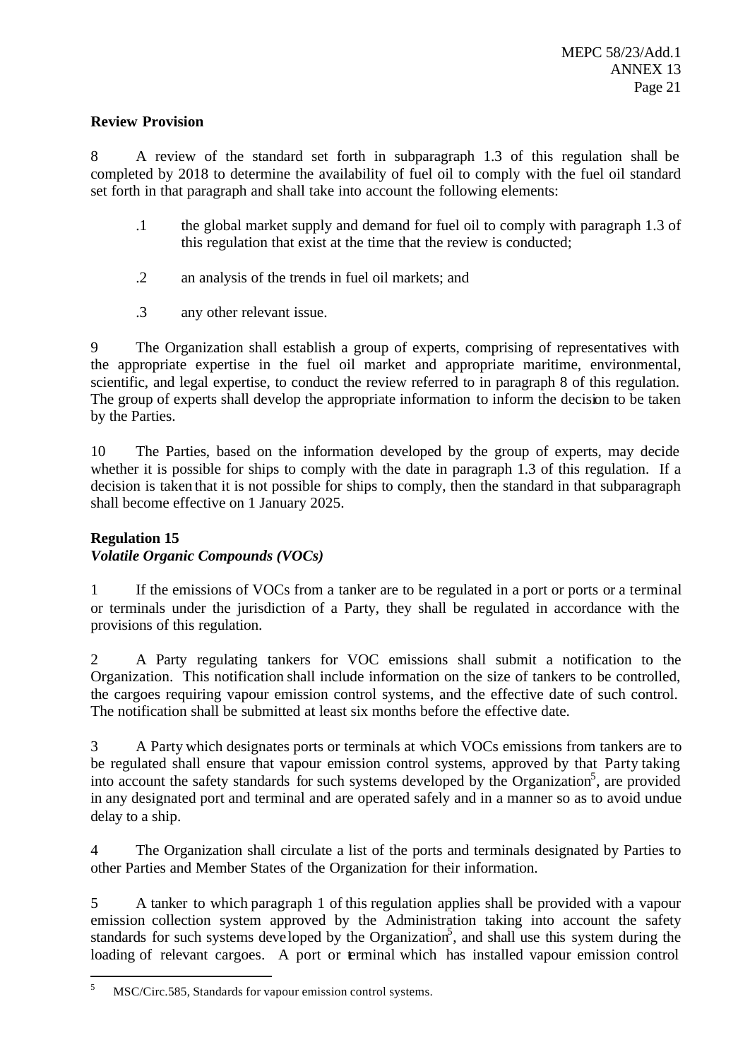**Review Provision**

8 A review of the standard set forth in subparagraph 1.3 of this regulation shall be completed by 2018 to determine the availability of fuel oil to comply with the fuel oil standard set forth in that paragraph and shall take into account the following elements:

.1 the global market supply and demand for fuel oil to comply with paragraph 1.3 of this regulation that exist at the time that the review is conducted;

.2 an analysis of the trends in fuel oil markets; and

.3 any other relevant issue.

9 The Organization shall establish a group of experts, comprising of representatives with the appropriate expertise in the fuel oil market and appropriate maritime, environmental, scientific, and legal expertise, to conduct the review referred to in paragraph 8 of this regulation. The group of experts shall develop the appropriate information to inform the decision to be taken by the Parties.

10 The Parties, based on the information developed by the group of experts, may decide whether it is possible for ships to comply with the date in paragraph 1.3 of this regulation. If a decision is taken that it is not possible for ships to comply, then the standard in that subparagraph shall become effective on 1 January 2025.

**Regulation 15**
***Volatile Organic Compounds (VOCs)***

1 If the emissions of VOCs from a tanker are to be regulated in a port or ports or a terminal or terminals under the jurisdiction of a Party, they shall be regulated in accordance with the provisions of this regulation.

2 A Party regulating tankers for VOC emissions shall submit a notification to the Organization. This notification shall include information on the size of tankers to be controlled, the cargoes requiring vapour emission control systems, and the effective date of such control. The notification shall be submitted at least six months before the effective date.

3 A Party which designates ports or terminals at which VOCs emissions from tankers are to be regulated shall ensure that vapour emission control systems, approved by that Party taking into account the safety standards for such systems developed by the Organization[5], are provided in any designated port and terminal and are operated safely and in a manner so as to avoid undue delay to a ship.

4 The Organization shall circulate a list of the ports and terminals designated by Parties to other Parties and Member States of the Organization for their information.

5 A tanker to which paragraph 1 of this regulation applies shall be provided with a vapour emission collection system approved by the Administration taking into account the safety standards for such systems developed by the Organization[5], and shall use this system during the loading of relevant cargoes. A port or terminal which has installed vapour emission control

---

[5] MSC/Circ.585, Standards for vapour emission control systems.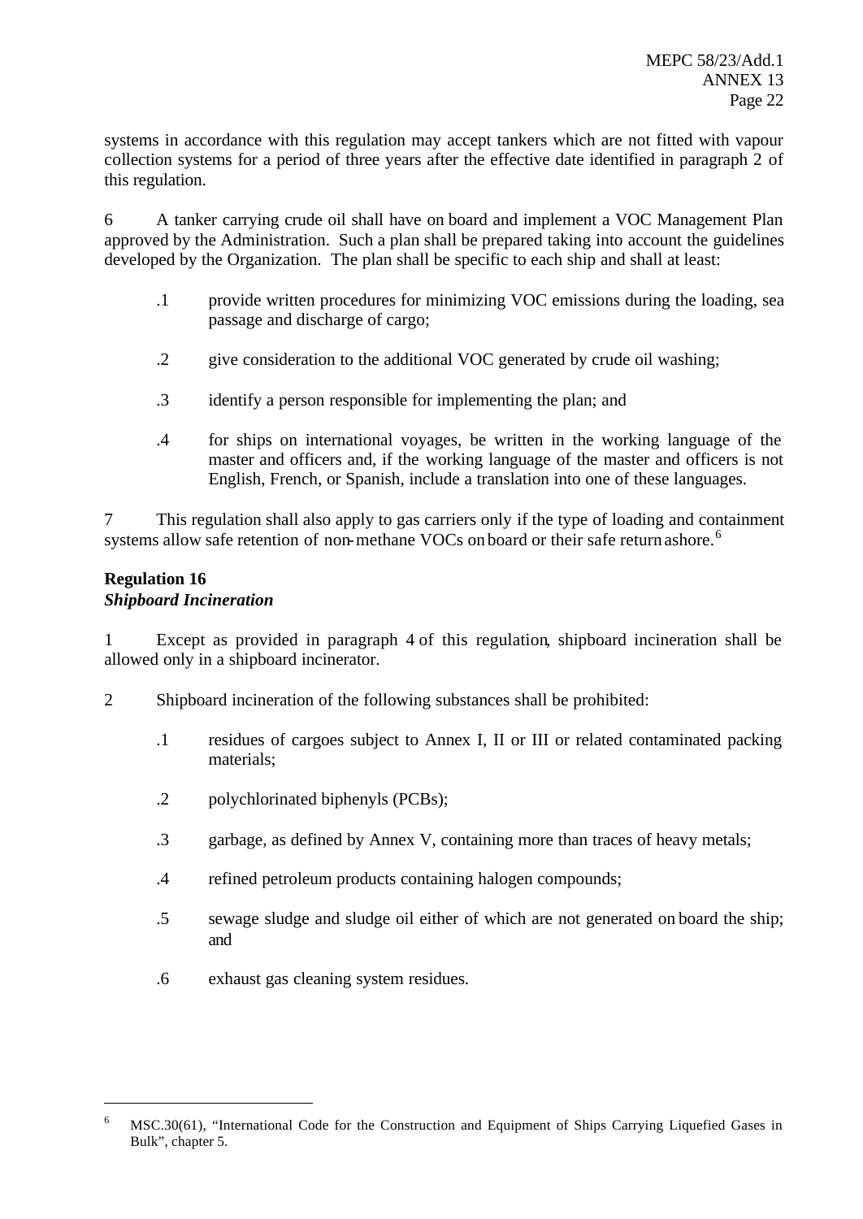systems in accordance with this regulation may accept tankers which are not fitted with vapour collection systems for a period of three years after the effective date identified in paragraph 2 of this regulation.

6 A tanker carrying crude oil shall have on board and implement a VOC Management Plan approved by the Administration. Such a plan shall be prepared taking into account the guidelines developed by the Organization. The plan shall be specific to each ship and shall at least:

.1 provide written procedures for minimizing VOC emissions during the loading, sea passage and discharge of cargo;

.2 give consideration to the additional VOC generated by crude oil washing;

.3 identify a person responsible for implementing the plan; and

.4 for ships on international voyages, be written in the working language of the master and officers and, if the working language of the master and officers is not English, French, or Spanish, include a translation into one of these languages.

7 This regulation shall also apply to gas carriers only if the type of loading and containment systems allow safe retention of non-methane VOCs on board or their safe return ashore.[6]

**Regulation 16**
***Shipboard Incineration***

1 Except as provided in paragraph 4 of this regulation, shipboard incineration shall be allowed only in a shipboard incinerator.

2 Shipboard incineration of the following substances shall be prohibited:

.1 residues of cargoes subject to Annex I, II or III or related contaminated packing materials;

.2 polychlorinated biphenyls (PCBs);

.3 garbage, as defined by Annex V, containing more than traces of heavy metals;

.4 refined petroleum products containing halogen compounds;

.5 sewage sludge and sludge oil either of which are not generated on board the ship; and

.6 exhaust gas cleaning system residues.

---

[6] MSC.30(61), "International Code for the Construction and Equipment of Ships Carrying Liquefied Gases in Bulk", chapter 5.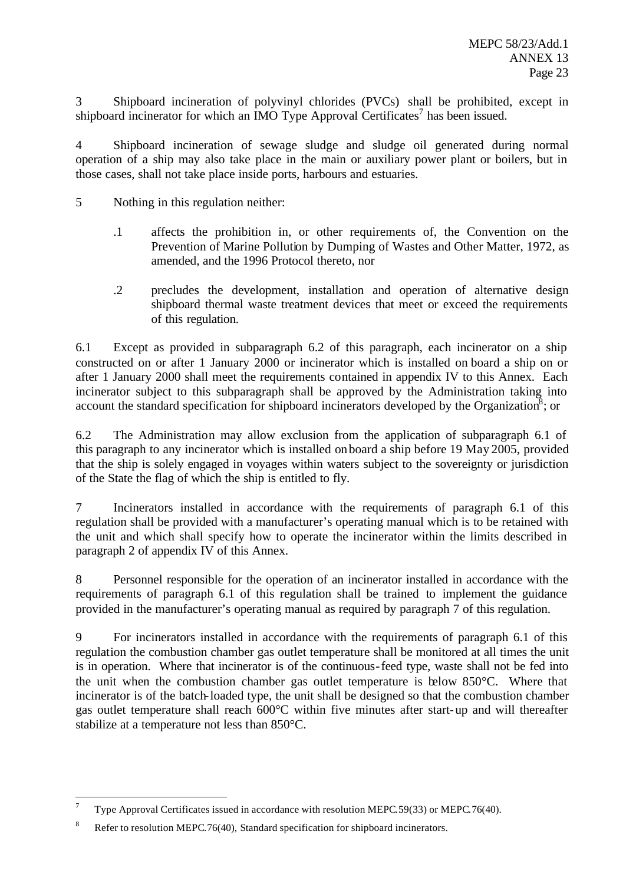3 Shipboard incineration of polyvinyl chlorides (PVCs) shall be prohibited, except in shipboard incinerator for which an IMO Type Approval Certificates[7] has been issued.

4 Shipboard incineration of sewage sludge and sludge oil generated during normal operation of a ship may also take place in the main or auxiliary power plant or boilers, but in those cases, shall not take place inside ports, harbours and estuaries.

5 Nothing in this regulation neither:

.1 affects the prohibition in, or other requirements of, the Convention on the Prevention of Marine Pollution by Dumping of Wastes and Other Matter, 1972, as amended, and the 1996 Protocol thereto, nor

.2 precludes the development, installation and operation of alternative design shipboard thermal waste treatment devices that meet or exceed the requirements of this regulation.

6.1 Except as provided in subparagraph 6.2 of this paragraph, each incinerator on a ship constructed on or after 1 January 2000 or incinerator which is installed on board a ship on or after 1 January 2000 shall meet the requirements contained in appendix IV to this Annex. Each incinerator subject to this subparagraph shall be approved by the Administration taking into account the standard specification for shipboard incinerators developed by the Organization[8]; or

6.2 The Administration may allow exclusion from the application of subparagraph 6.1 of this paragraph to any incinerator which is installed on board a ship before 19 May 2005, provided that the ship is solely engaged in voyages within waters subject to the sovereignty or jurisdiction of the State the flag of which the ship is entitled to fly.

7 Incinerators installed in accordance with the requirements of paragraph 6.1 of this regulation shall be provided with a manufacturer's operating manual which is to be retained with the unit and which shall specify how to operate the incinerator within the limits described in paragraph 2 of appendix IV of this Annex.

8 Personnel responsible for the operation of an incinerator installed in accordance with the requirements of paragraph 6.1 of this regulation shall be trained to implement the guidance provided in the manufacturer's operating manual as required by paragraph 7 of this regulation.

9 For incinerators installed in accordance with the requirements of paragraph 6.1 of this regulation the combustion chamber gas outlet temperature shall be monitored at all times the unit is in operation. Where that incinerator is of the continuous-feed type, waste shall not be fed into the unit when the combustion chamber gas outlet temperature is below 850°C. Where that incinerator is of the batch-loaded type, the unit shall be designed so that the combustion chamber gas outlet temperature shall reach 600°C within five minutes after start-up and will thereafter stabilize at a temperature not less than 850°C.

---

[7] Type Approval Certificates issued in accordance with resolution MEPC.59(33) or MEPC.76(40).

[8] Refer to resolution MEPC.76(40), Standard specification for shipboard incinerators.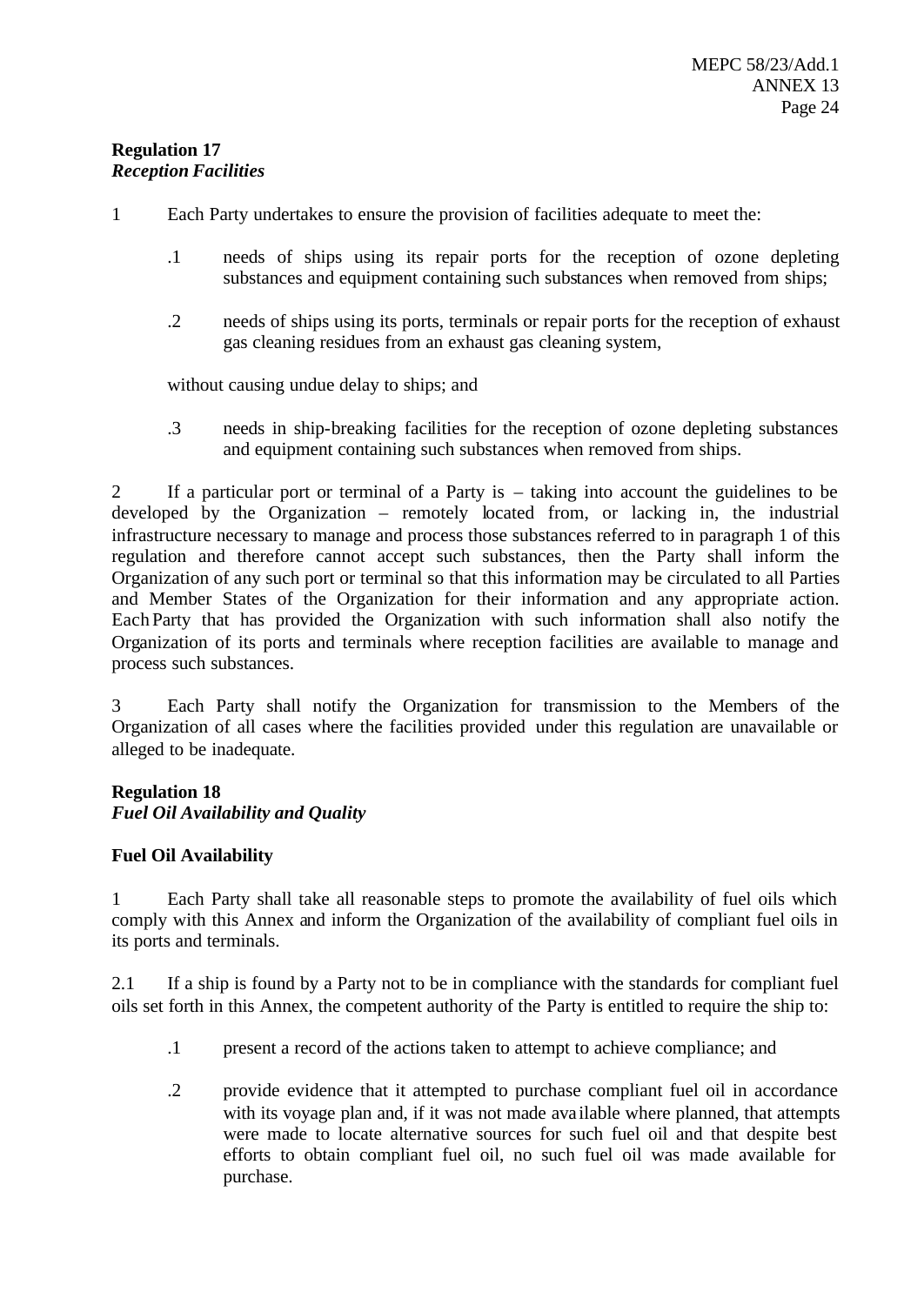**Regulation 17**
***Reception Facilities***

1 Each Party undertakes to ensure the provision of facilities adequate to meet the:

.1 needs of ships using its repair ports for the reception of ozone depleting substances and equipment containing such substances when removed from ships;

.2 needs of ships using its ports, terminals or repair ports for the reception of exhaust gas cleaning residues from an exhaust gas cleaning system,

without causing undue delay to ships; and

.3 needs in ship-breaking facilities for the reception of ozone depleting substances and equipment containing such substances when removed from ships.

2 If a particular port or terminal of a Party is – taking into account the guidelines to be developed by the Organization – remotely located from, or lacking in, the industrial infrastructure necessary to manage and process those substances referred to in paragraph 1 of this regulation and therefore cannot accept such substances, then the Party shall inform the Organization of any such port or terminal so that this information may be circulated to all Parties and Member States of the Organization for their information and any appropriate action. Each Party that has provided the Organization with such information shall also notify the Organization of its ports and terminals where reception facilities are available to manage and process such substances.

3 Each Party shall notify the Organization for transmission to the Members of the Organization of all cases where the facilities provided under this regulation are unavailable or alleged to be inadequate.

**Regulation 18**
***Fuel Oil Availability and Quality***

**Fuel Oil Availability**

1 Each Party shall take all reasonable steps to promote the availability of fuel oils which comply with this Annex and inform the Organization of the availability of compliant fuel oils in its ports and terminals.

2.1 If a ship is found by a Party not to be in compliance with the standards for compliant fuel oils set forth in this Annex, the competent authority of the Party is entitled to require the ship to:

.1 present a record of the actions taken to attempt to achieve compliance; and

.2 provide evidence that it attempted to purchase compliant fuel oil in accordance with its voyage plan and, if it was not made available where planned, that attempts were made to locate alternative sources for such fuel oil and that despite best efforts to obtain compliant fuel oil, no such fuel oil was made available for purchase.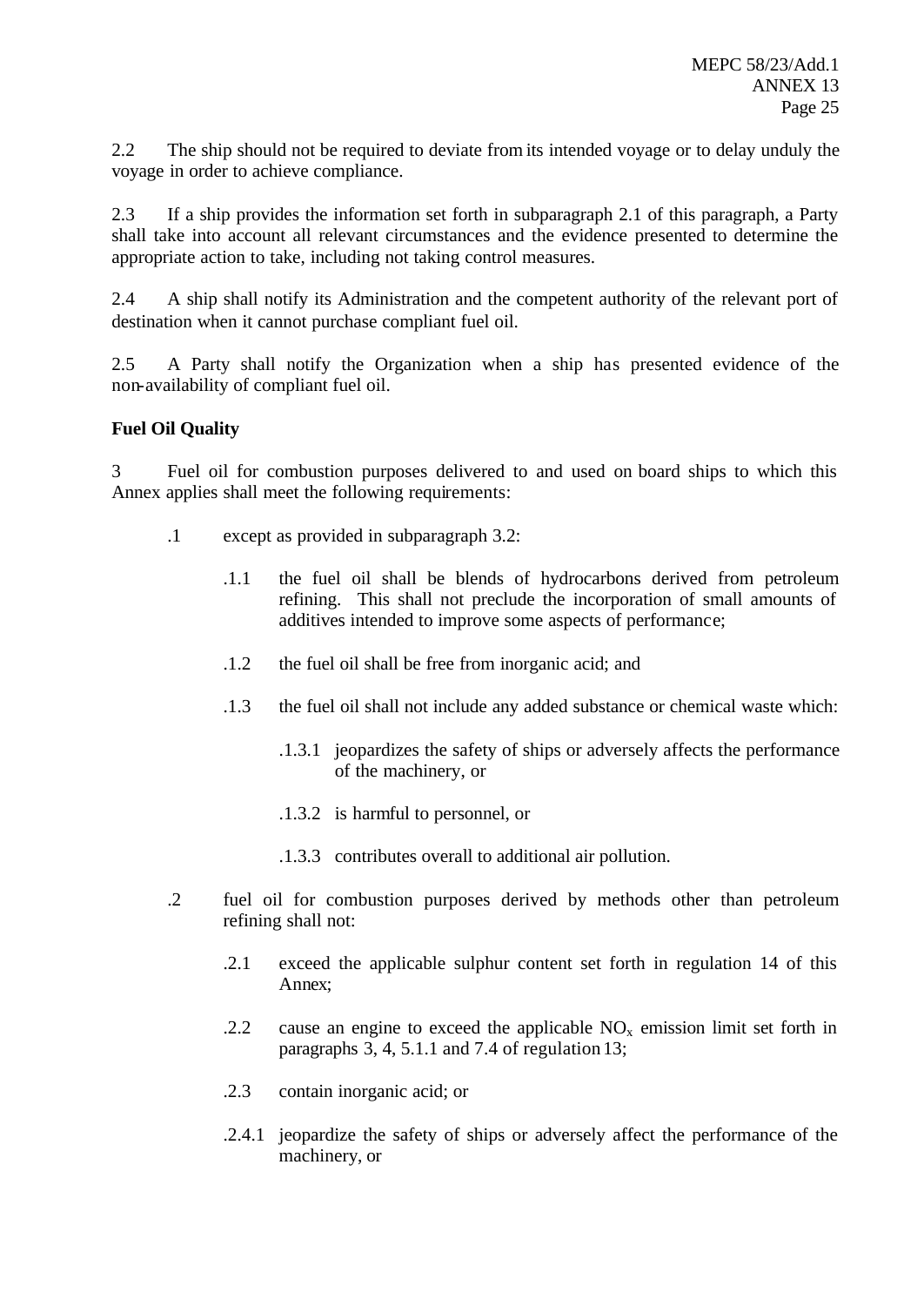2.2 The ship should not be required to deviate from its intended voyage or to delay unduly the voyage in order to achieve compliance.

2.3 If a ship provides the information set forth in subparagraph 2.1 of this paragraph, a Party shall take into account all relevant circumstances and the evidence presented to determine the appropriate action to take, including not taking control measures.

2.4 A ship shall notify its Administration and the competent authority of the relevant port of destination when it cannot purchase compliant fuel oil.

2.5 A Party shall notify the Organization when a ship has presented evidence of the non-availability of compliant fuel oil.

**Fuel Oil Quality**

3 Fuel oil for combustion purposes delivered to and used on board ships to which this Annex applies shall meet the following requirements:

- .1 except as provided in subparagraph 3.2:
  - .1.1 the fuel oil shall be blends of hydrocarbons derived from petroleum refining. This shall not preclude the incorporation of small amounts of additives intended to improve some aspects of performance;
  - .1.2 the fuel oil shall be free from inorganic acid; and
  - .1.3 the fuel oil shall not include any added substance or chemical waste which:
    - .1.3.1 jeopardizes the safety of ships or adversely affects the performance of the machinery, or
    - .1.3.2 is harmful to personnel, or
    - .1.3.3 contributes overall to additional air pollution.
- .2 fuel oil for combustion purposes derived by methods other than petroleum refining shall not:
  - .2.1 exceed the applicable sulphur content set forth in regulation 14 of this Annex;
  - .2.2 cause an engine to exceed the applicable $NO_x$ emission limit set forth in paragraphs 3, 4, 5.1.1 and 7.4 of regulation 13;
  - .2.3 contain inorganic acid; or
  - .2.4.1 jeopardize the safety of ships or adversely affect the performance of the machinery, or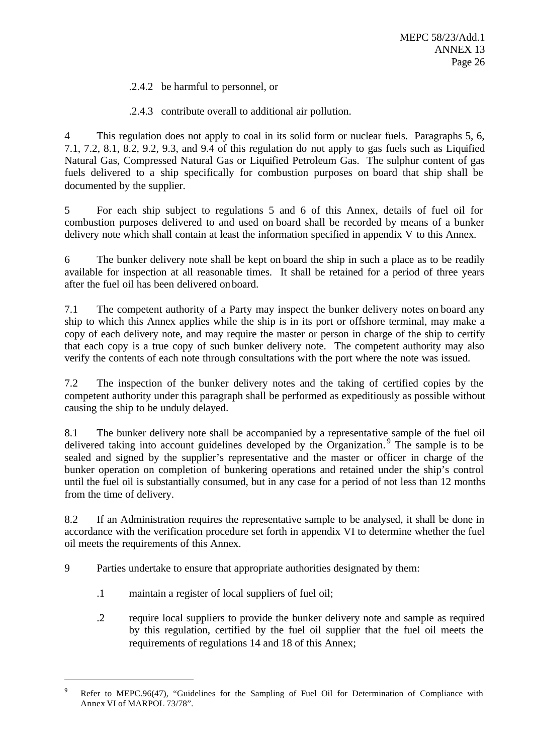.2.4.2 be harmful to personnel, or

.2.4.3 contribute overall to additional air pollution.

4 This regulation does not apply to coal in its solid form or nuclear fuels. Paragraphs 5, 6, 7.1, 7.2, 8.1, 8.2, 9.2, 9.3, and 9.4 of this regulation do not apply to gas fuels such as Liquified Natural Gas, Compressed Natural Gas or Liquified Petroleum Gas. The sulphur content of gas fuels delivered to a ship specifically for combustion purposes on board that ship shall be documented by the supplier.

5 For each ship subject to regulations 5 and 6 of this Annex, details of fuel oil for combustion purposes delivered to and used on board shall be recorded by means of a bunker delivery note which shall contain at least the information specified in appendix V to this Annex.

6 The bunker delivery note shall be kept on board the ship in such a place as to be readily available for inspection at all reasonable times. It shall be retained for a period of three years after the fuel oil has been delivered on board.

7.1 The competent authority of a Party may inspect the bunker delivery notes on board any ship to which this Annex applies while the ship is in its port or offshore terminal, may make a copy of each delivery note, and may require the master or person in charge of the ship to certify that each copy is a true copy of such bunker delivery note. The competent authority may also verify the contents of each note through consultations with the port where the note was issued.

7.2 The inspection of the bunker delivery notes and the taking of certified copies by the competent authority under this paragraph shall be performed as expeditiously as possible without causing the ship to be unduly delayed.

8.1 The bunker delivery note shall be accompanied by a representative sample of the fuel oil delivered taking into account guidelines developed by the Organization.[9] The sample is to be sealed and signed by the supplier's representative and the master or officer in charge of the bunker operation on completion of bunkering operations and retained under the ship's control until the fuel oil is substantially consumed, but in any case for a period of not less than 12 months from the time of delivery.

8.2 If an Administration requires the representative sample to be analysed, it shall be done in accordance with the verification procedure set forth in appendix VI to determine whether the fuel oil meets the requirements of this Annex.

9 Parties undertake to ensure that appropriate authorities designated by them:

.1 maintain a register of local suppliers of fuel oil;

.2 require local suppliers to provide the bunker delivery note and sample as required by this regulation, certified by the fuel oil supplier that the fuel oil meets the requirements of regulations 14 and 18 of this Annex;

---

[9] Refer to MEPC.96(47), "Guidelines for the Sampling of Fuel Oil for Determination of Compliance with Annex VI of MARPOL 73/78".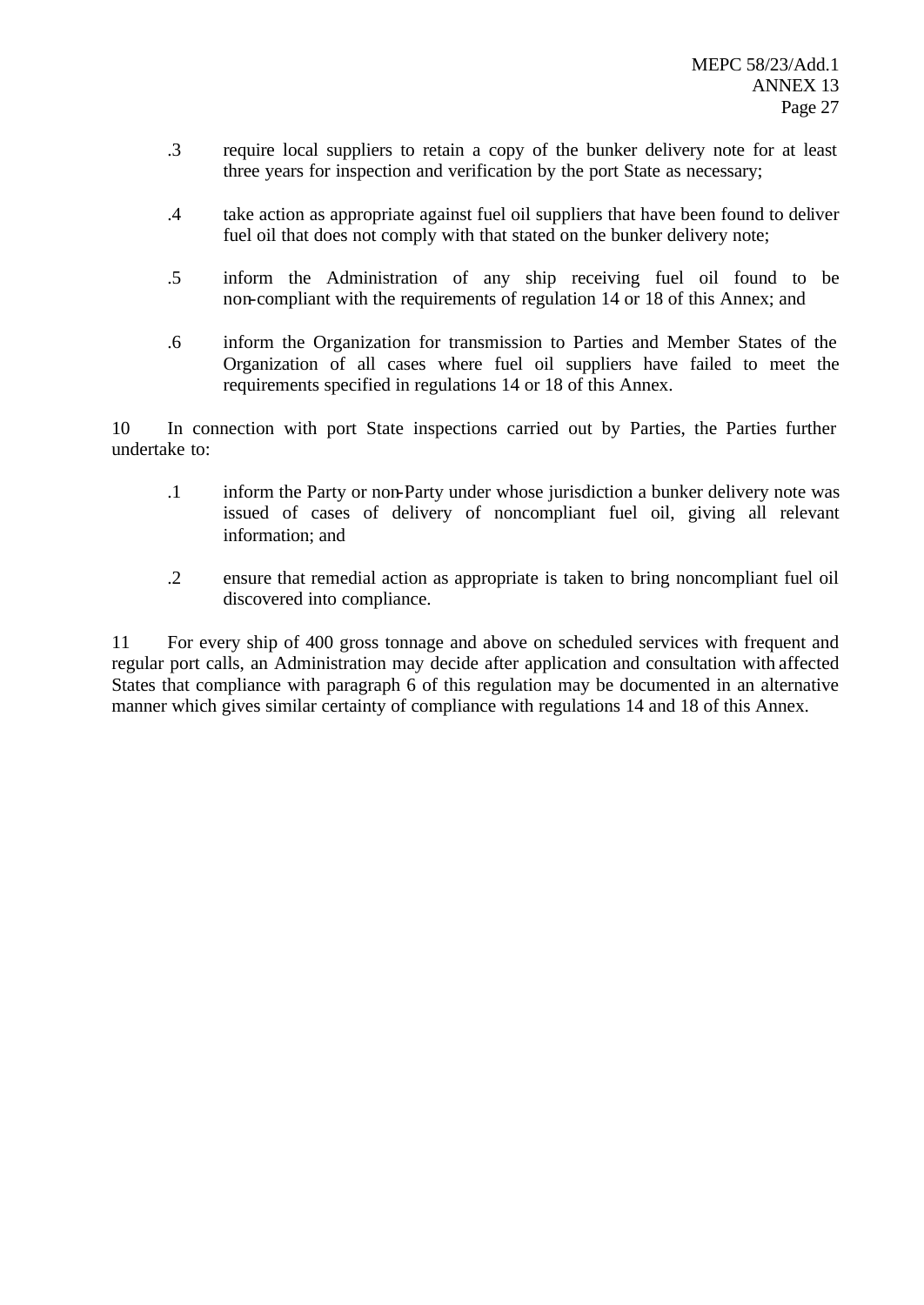.3 require local suppliers to retain a copy of the bunker delivery note for at least three years for inspection and verification by the port State as necessary;

.4 take action as appropriate against fuel oil suppliers that have been found to deliver fuel oil that does not comply with that stated on the bunker delivery note;

.5 inform the Administration of any ship receiving fuel oil found to be non-compliant with the requirements of regulation 14 or 18 of this Annex; and

.6 inform the Organization for transmission to Parties and Member States of the Organization of all cases where fuel oil suppliers have failed to meet the requirements specified in regulations 14 or 18 of this Annex.

10 In connection with port State inspections carried out by Parties, the Parties further undertake to:

.1 inform the Party or non-Party under whose jurisdiction a bunker delivery note was issued of cases of delivery of noncompliant fuel oil, giving all relevant information; and

.2 ensure that remedial action as appropriate is taken to bring noncompliant fuel oil discovered into compliance.

11 For every ship of 400 gross tonnage and above on scheduled services with frequent and regular port calls, an Administration may decide after application and consultation with affected States that compliance with paragraph 6 of this regulation may be documented in an alternative manner which gives similar certainty of compliance with regulations 14 and 18 of this Annex.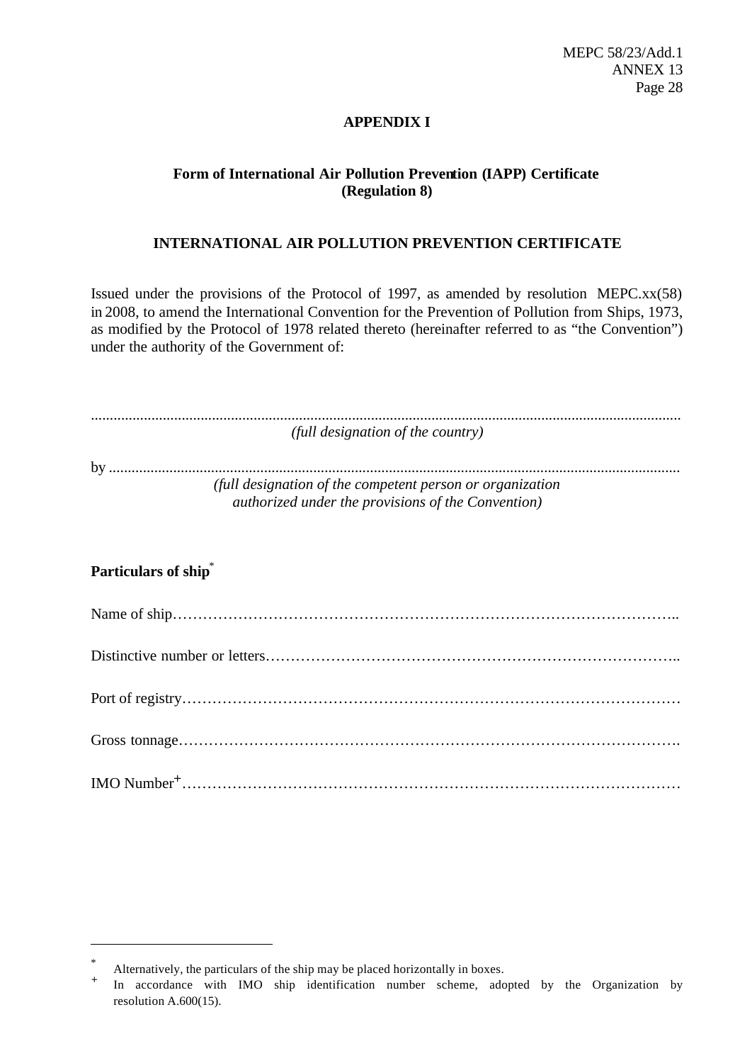## APPENDIX I

### Form of International Air Pollution Prevention (IAPP) Certificate (Regulation 8)

### INTERNATIONAL AIR POLLUTION PREVENTION CERTIFICATE

Issued under the provisions of the Protocol of 1997, as amended by resolution MEPC.xx(58) in 2008, to amend the International Convention for the Prevention of Pollution from Ships, 1973, as modified by the Protocol of 1978 related thereto (hereinafter referred to as "the Convention") under the authority of the Government of:

.......................................................................................................................................................

*(full designation of the country)*

by ..................................................................................................................................................

*(full designation of the competent person or organization authorized under the provisions of the Convention)*

**Particulars of ship**[*]

Name of ship………………………………………………………………………………………..

Distinctive number or letters………………………………………………………………………..

Port of registry………………………………………………………………………………………

Gross tonnage……………………………………………………………………………………….

IMO Number[+]……………………………………………………………………………………

---

[*] Alternatively, the particulars of the ship may be placed horizontally in boxes.

[+] In accordance with IMO ship identification number scheme, adopted by the Organization by resolution A.600(15).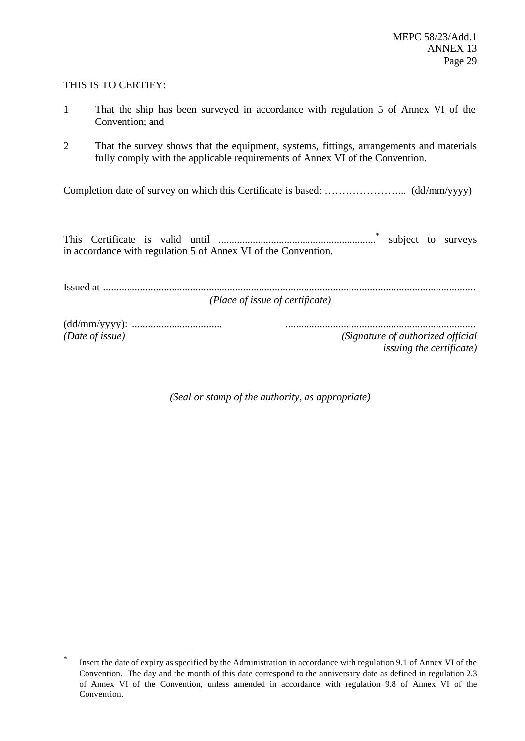THIS IS TO CERTIFY:

1 That the ship has been surveyed in accordance with regulation 5 of Annex VI of the Convention; and

2 That the survey shows that the equipment, systems, fittings, arrangements and materials fully comply with the applicable requirements of Annex VI of the Convention.

Completion date of survey on which this Certificate is based: …………………... (dd/mm/yyyy)

This Certificate is valid until ............................................................[*] subject to surveys in accordance with regulation 5 of Annex VI of the Convention.

Issued at ............................................................................................................................................
*(Place of issue of certificate)*

(dd/mm/yyyy): .................................. ........................................................................
*(Date of issue)* *(Signature of authorized official issuing the certificate)*

*(Seal or stamp of the authority, as appropriate)*

---

[*] Insert the date of expiry as specified by the Administration in accordance with regulation 9.1 of Annex VI of the Convention. The day and the month of this date correspond to the anniversary date as defined in regulation 2.3 of Annex VI of the Convention, unless amended in accordance with regulation 9.8 of Annex VI of the Convention.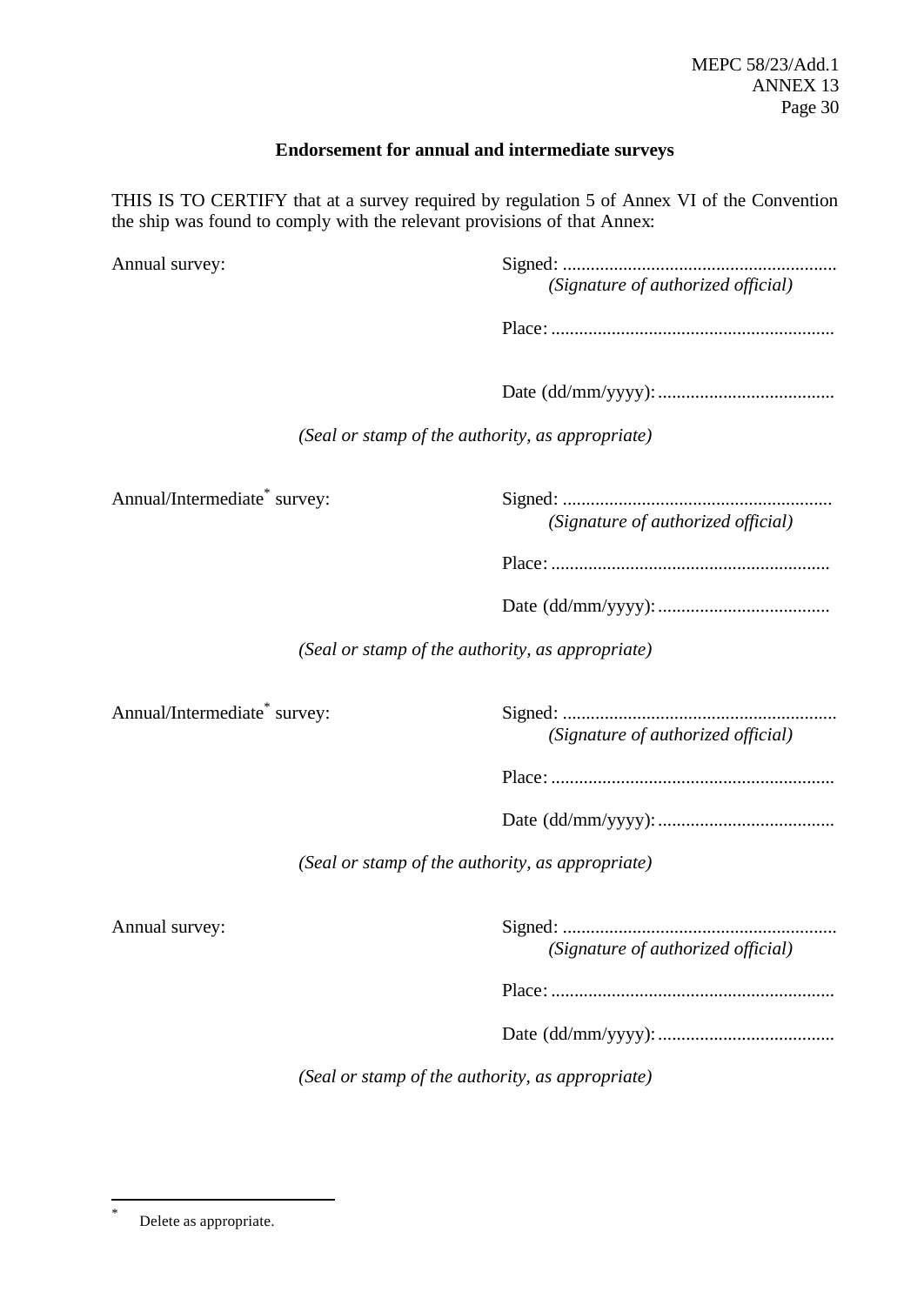**Endorsement for annual and intermediate surveys**

THIS IS TO CERTIFY that at a survey required by regulation 5 of Annex VI of the Convention the ship was found to comply with the relevant provisions of that Annex:

Annual survey: Signed: ..........................................................
*(Signature of authorized official)*

Place: ...........................................................

Date (dd/mm/yyyy): .....................................

*(Seal or stamp of the authority, as appropriate)*

Annual/Intermediate* survey: Signed: ..........................................................
*(Signature of authorized official)*

Place: ...........................................................

Date (dd/mm/yyyy): .....................................

*(Seal or stamp of the authority, as appropriate)*

Annual/Intermediate* survey: Signed: ..........................................................
*(Signature of authorized official)*

Place: ...........................................................

Date (dd/mm/yyyy): .....................................

*(Seal or stamp of the authority, as appropriate)*

Annual survey: Signed: ..........................................................
*(Signature of authorized official)*

Place: ...........................................................

Date (dd/mm/yyyy): .....................................

*(Seal or stamp of the authority, as appropriate)*

---

* Delete as appropriate.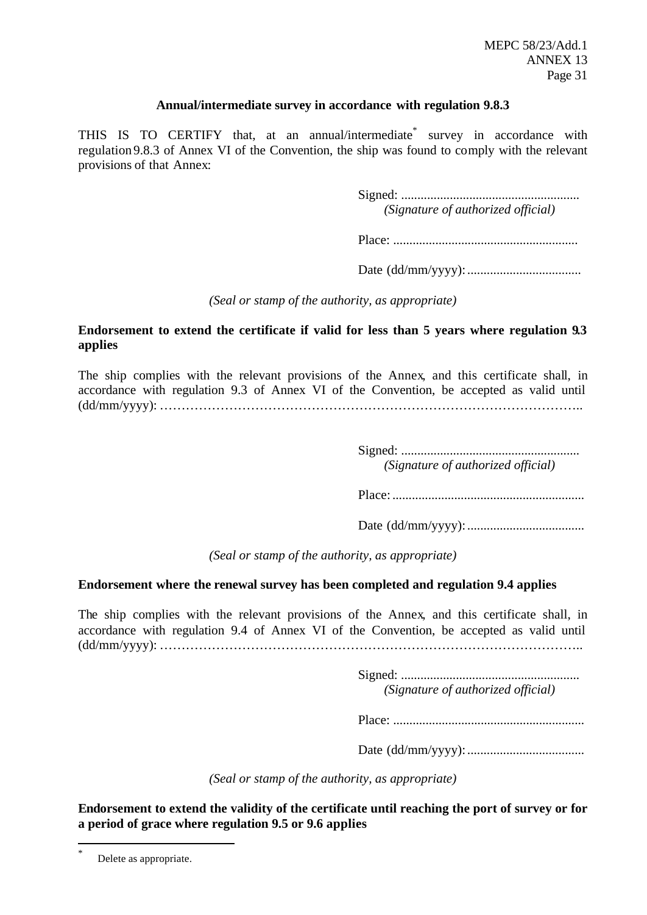**Annual/intermediate survey in accordance with regulation 9.8.3**

THIS IS TO CERTIFY that, at an annual/intermediate* survey in accordance with regulation 9.8.3 of Annex VI of the Convention, the ship was found to comply with the relevant provisions of that Annex:

Signed: .......................................................
*(Signature of authorized official)*

Place: .........................................................

Date (dd/mm/yyyy): ...................................

*(Seal or stamp of the authority, as appropriate)*

**Endorsement to extend the certificate if valid for less than 5 years where regulation 9.3 applies**

The ship complies with the relevant provisions of the Annex, and this certificate shall, in accordance with regulation 9.3 of Annex VI of the Convention, be accepted as valid until (dd/mm/yyyy): ……………………………………………………………………………………..

Signed: .......................................................
*(Signature of authorized official)*

Place: ...........................................................

Date (dd/mm/yyyy): ...................................

*(Seal or stamp of the authority, as appropriate)*

**Endorsement where the renewal survey has been completed and regulation 9.4 applies**

The ship complies with the relevant provisions of the Annex, and this certificate shall, in accordance with regulation 9.4 of Annex VI of the Convention, be accepted as valid until (dd/mm/yyyy): ……………………………………………………………………………………..

Signed: .......................................................
*(Signature of authorized official)*

Place: ...........................................................

Date (dd/mm/yyyy): ...................................

*(Seal or stamp of the authority, as appropriate)*

**Endorsement to extend the validity of the certificate until reaching the port of survey or for a period of grace where regulation 9.5 or 9.6 applies**

---

* Delete as appropriate.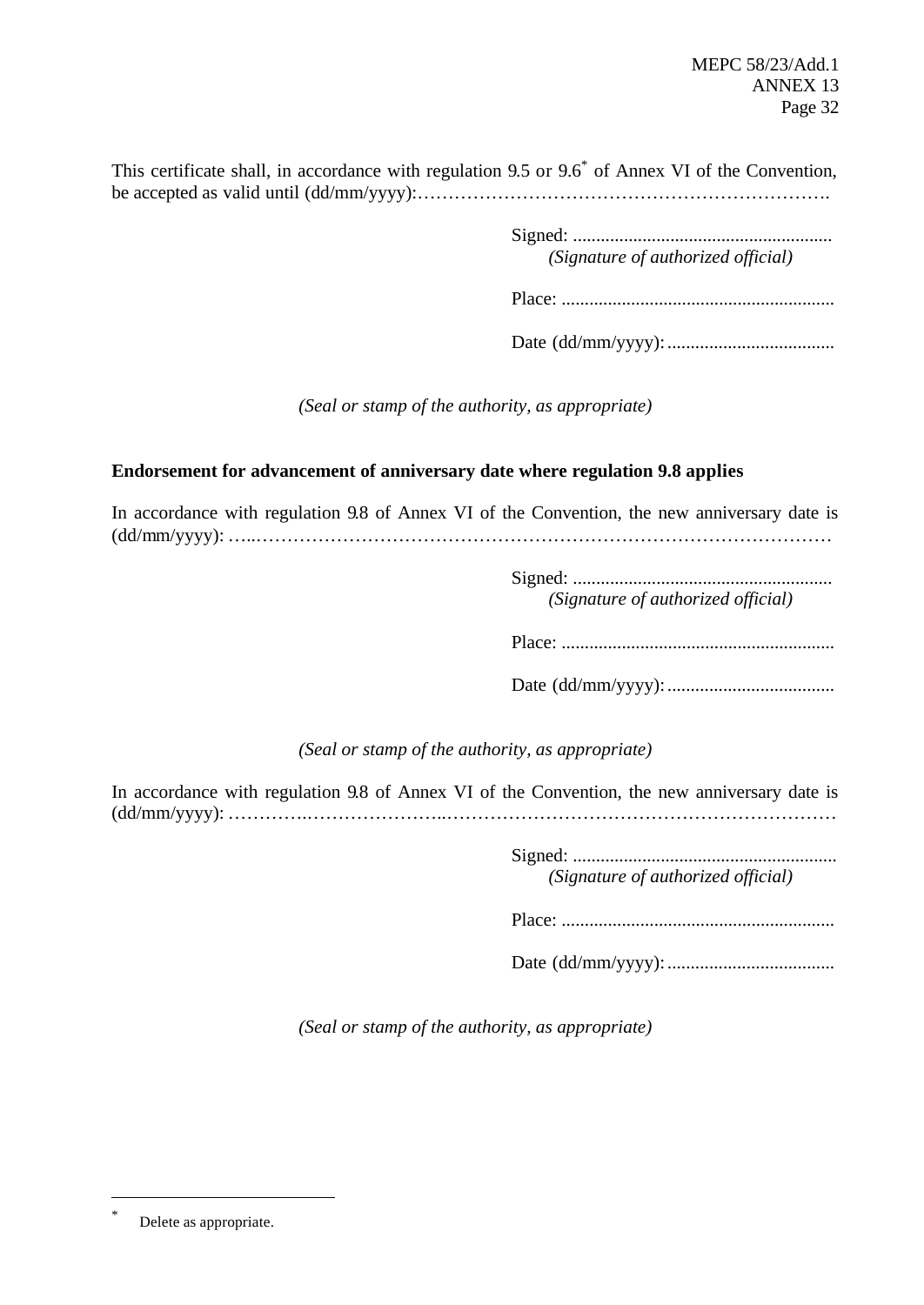This certificate shall, in accordance with regulation 9.5 or 9.6* of Annex VI of the Convention, be accepted as valid until (dd/mm/yyyy):………………………………………………………….

Signed: ........................................................
*(Signature of authorized official)*

Place: ..........................................................

Date (dd/mm/yyyy): ....................................

*(Seal or stamp of the authority, as appropriate)*

**Endorsement for advancement of anniversary date where regulation 9.8 applies**

In accordance with regulation 9.8 of Annex VI of the Convention, the new anniversary date is (dd/mm/yyyy): …..…………………………………………………………………………

Signed: ........................................................
*(Signature of authorized official)*

Place: ..........................................................

Date (dd/mm/yyyy): ....................................

*(Seal or stamp of the authority, as appropriate)*

In accordance with regulation 9.8 of Annex VI of the Convention, the new anniversary date is (dd/mm/yyyy): …………..…………………..………………………………………………………

Signed: ........................................................
*(Signature of authorized official)*

Place: ..........................................................

Date (dd/mm/yyyy): ....................................

*(Seal or stamp of the authority, as appropriate)*

---

\* Delete as appropriate.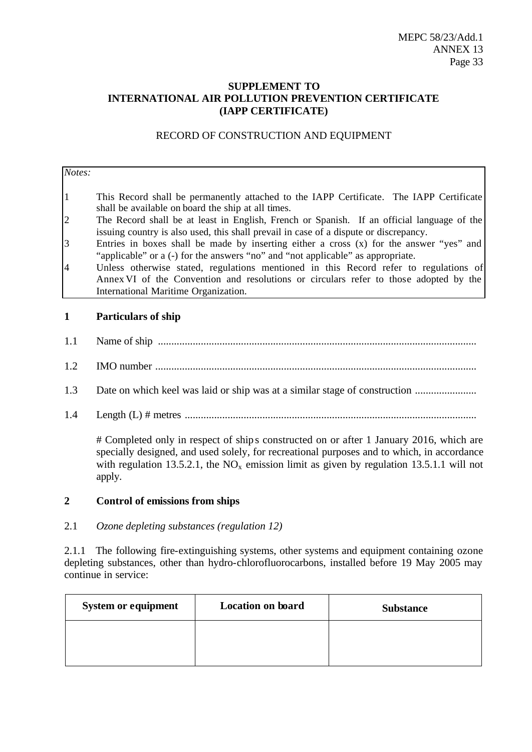**SUPPLEMENT TO**
**INTERNATIONAL AIR POLLUTION PREVENTION CERTIFICATE**
**(IAPP CERTIFICATE)**

RECORD OF CONSTRUCTION AND EQUIPMENT

*Notes:*

1. This Record shall be permanently attached to the IAPP Certificate. The IAPP Certificate shall be available on board the ship at all times.
2. The Record shall be at least in English, French or Spanish. If an official language of the issuing country is also used, this shall prevail in case of a dispute or discrepancy.
3. Entries in boxes shall be made by inserting either a cross (x) for the answer "yes" and "applicable" or a (-) for the answers "no" and "not applicable" as appropriate.
4. Unless otherwise stated, regulations mentioned in this Record refer to regulations of Annex VI of the Convention and resolutions or circulars refer to those adopted by the International Maritime Organization.

## 1 Particulars of ship

1.1 Name of ship ......................................................................................................................

1.2 IMO number ......................................................................................................................

1.3 Date on which keel was laid or ship was at a similar stage of construction .......................

1.4 Length (L) # metres ...........................................................................................................

# Completed only in respect of ships constructed on or after 1 January 2016, which are specially designed, and used solely, for recreational purposes and to which, in accordance with regulation 13.5.2.1, the $NO_x$ emission limit as given by regulation 13.5.1.1 will not apply.

## 2 Control of emissions from ships

2.1 *Ozone depleting substances (regulation 12)*

2.1.1 The following fire-extinguishing systems, other systems and equipment containing ozone depleting substances, other than hydro-chlorofluorocarbons, installed before 19 May 2005 may continue in service:

| System or equipment | Location on board | Substance |
|---|---|---|
| | | |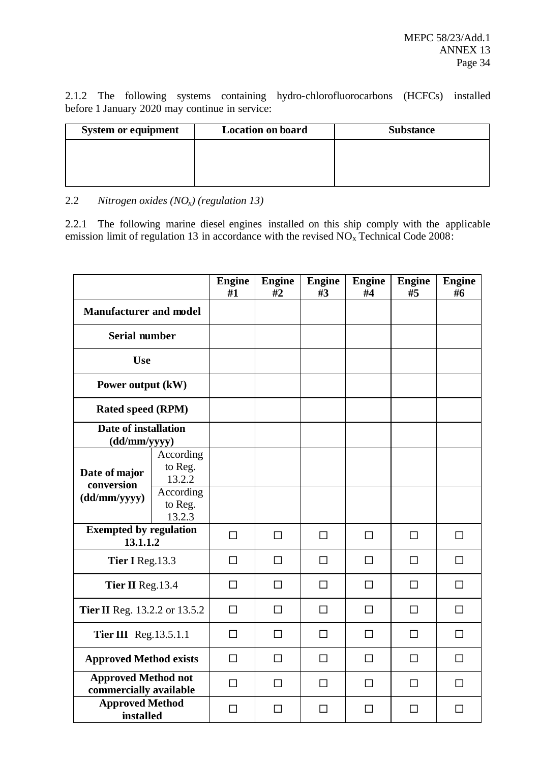2.1.2 The following systems containing hydro-chlorofluorocarbons (HCFCs) installed before 1 January 2020 may continue in service:

| System or equipment | Location on board | Substance |
|---|---|---|
| | | |

2.2 *Nitrogen oxides ($NO_x$) (regulation 13)*

2.2.1 The following marine diesel engines installed on this ship comply with the applicable emission limit of regulation 13 in accordance with the revised $NO_x$ Technical Code 2008:

| | | Engine #1 | Engine #2 | Engine #3 | Engine #4 | Engine #5 | Engine #6 |
|---|---|---|---|---|---|---|---|
| **Manufacturer and model** | | | | | | | |
| **Serial number** | | | | | | | |
| **Use** | | | | | | | |
| **Power output (kW)** | | | | | | | |
| **Rated speed (RPM)** | | | | | | | |
| **Date of installation (dd/mm/yyyy)** | | | | | | | |
| **Date of major conversion (dd/mm/yyyy)** | According to Reg. 13.2.2 | | | | | | |
| | According to Reg. 13.2.3 | | | | | | |
| **Exempted by regulation 13.1.1.2** | | ☐ | ☐ | ☐ | ☐ | ☐ | ☐ |
| **Tier I** Reg.13.3 | | ☐ | ☐ | ☐ | ☐ | ☐ | ☐ |
| **Tier II** Reg.13.4 | | ☐ | ☐ | ☐ | ☐ | ☐ | ☐ |
| **Tier II** Reg. 13.2.2 or 13.5.2 | | ☐ | ☐ | ☐ | ☐ | ☐ | ☐ |
| **Tier III** Reg.13.5.1.1 | | ☐ | ☐ | ☐ | ☐ | ☐ | ☐ |
| **Approved Method exists** | | ☐ | ☐ | ☐ | ☐ | ☐ | ☐ |
| **Approved Method not commercially available** | | ☐ | ☐ | ☐ | ☐ | ☐ | ☐ |
| **Approved Method installed** | | ☐ | ☐ | ☐ | ☐ | ☐ | ☐ |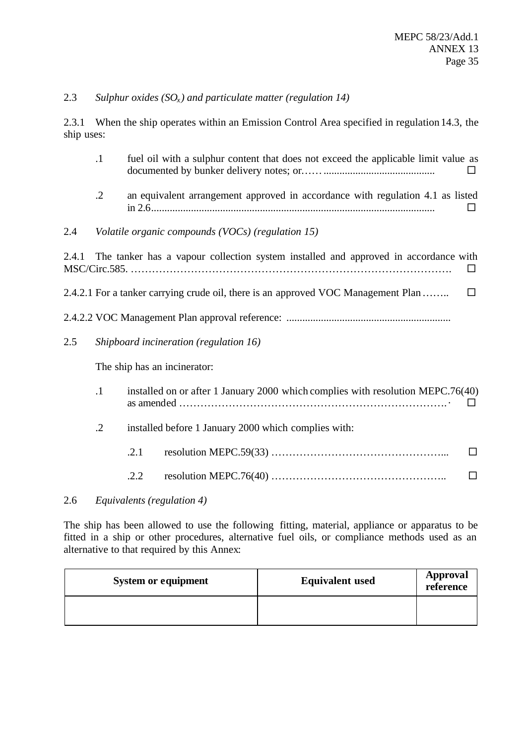2.3 *Sulphur oxides ($SO_x$) and particulate matter (regulation 14)*

2.3.1 When the ship operates within an Emission Control Area specified in regulation 14.3, the ship uses:

.1 fuel oil with a sulphur content that does not exceed the applicable limit value as documented by bunker delivery notes; or…… .......................................... ☐

.2 an equivalent arrangement approved in accordance with regulation 4.1 as listed in 2.6.......................................................................................................... ☐

2.4 *Volatile organic compounds (VOCs) (regulation 15)*

2.4.1 The tanker has a vapour collection system installed and approved in accordance with MSC/Circ.585. ………………………………………………………………………………. ☐

2.4.2.1 For a tanker carrying crude oil, there is an approved VOC Management Plan …….. ☐

2.4.2.2 VOC Management Plan approval reference: ..............................................................

2.5 *Shipboard incineration (regulation 16)*

The ship has an incinerator:

.1 installed on or after 1 January 2000 which complies with resolution MEPC.76(40) as amended ……………………………………………………………………. ☐

.2 installed before 1 January 2000 which complies with:

.2.1 resolution MEPC.59(33) …………………………………………... ☐

.2.2 resolution MEPC.76(40) ………………………………………….. ☐

2.6 *Equivalents (regulation 4)*

The ship has been allowed to use the following fitting, material, appliance or apparatus to be fitted in a ship or other procedures, alternative fuel oils, or compliance methods used as an alternative to that required by this Annex:

| System or equipment | Equivalent used | Approval reference |
| --- | --- | --- |
| | | |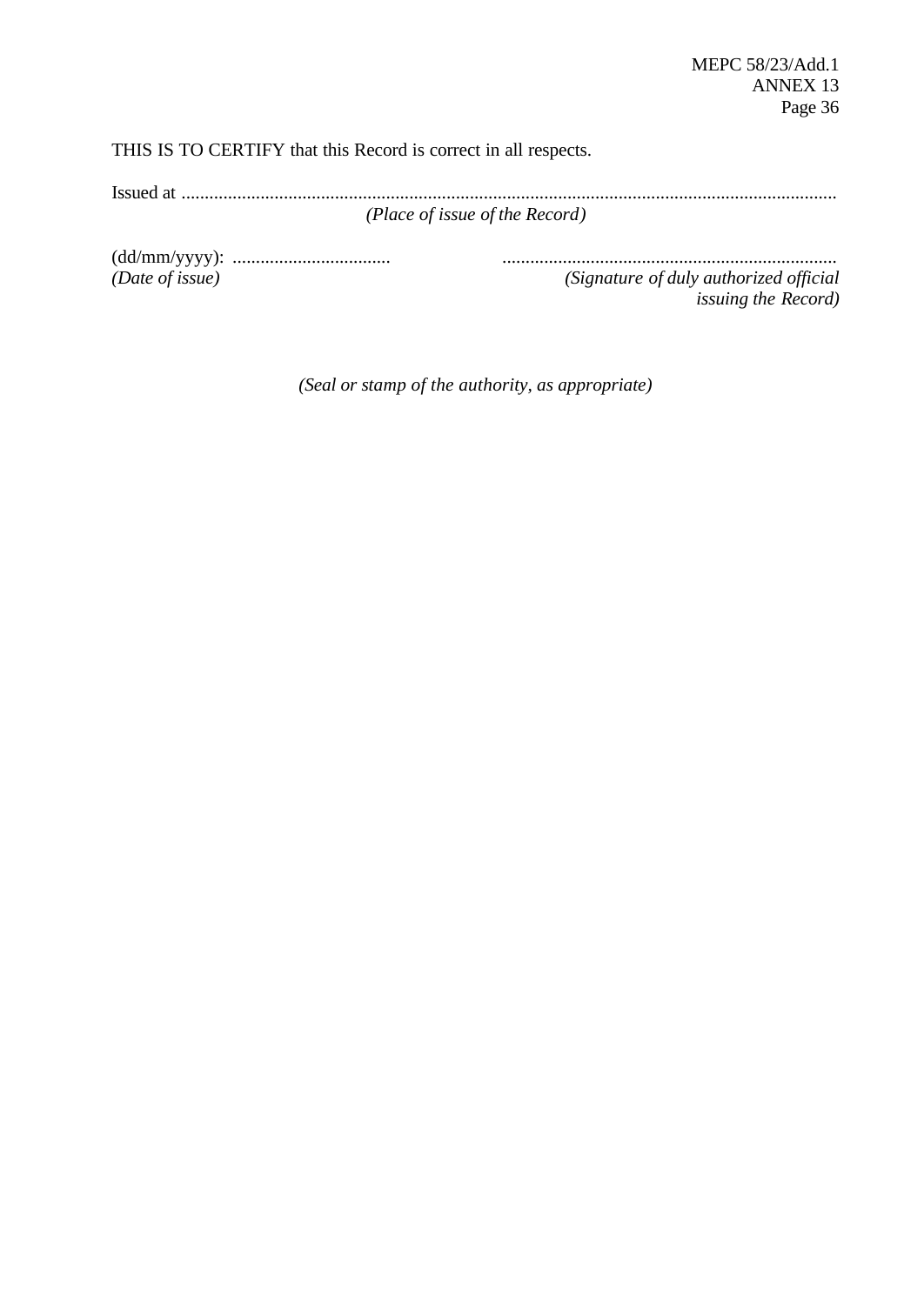THIS IS TO CERTIFY that this Record is correct in all respects.

Issued at ...........................................................................................................................................

*(Place of issue of the Record)*

(dd/mm/yyyy): .................................. ........................................................................

*(Date of issue)* *(Signature of duly authorized official issuing the Record)*

*(Seal or stamp of the authority, as appropriate)*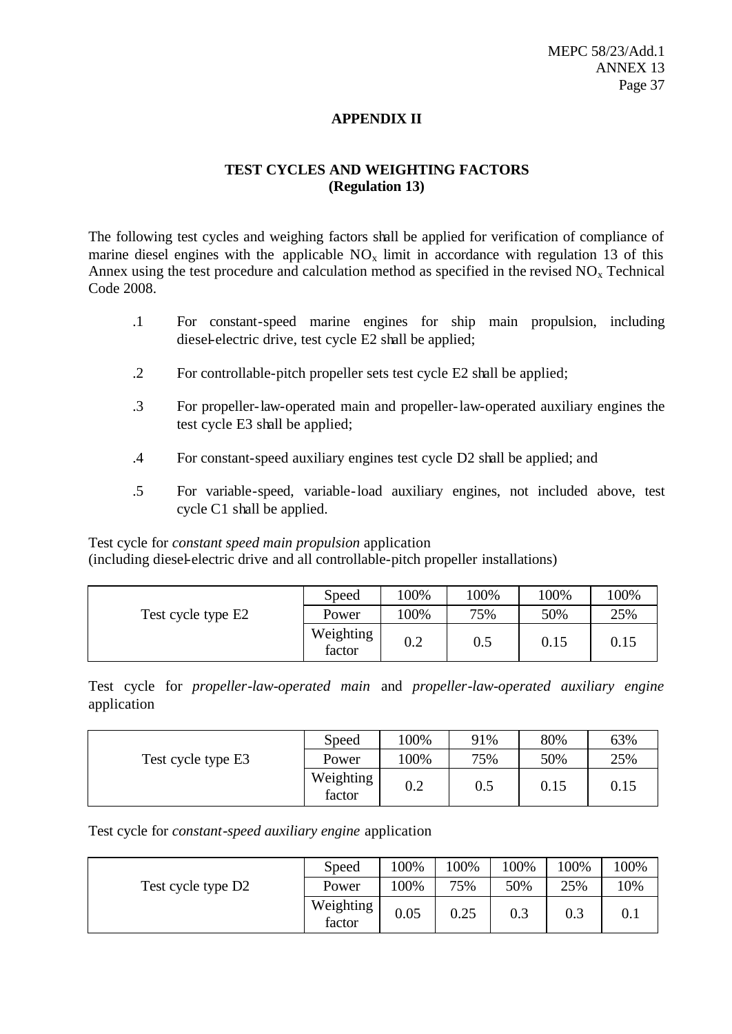## APPENDIX II

### TEST CYCLES AND WEIGHTING FACTORS
### (Regulation 13)

The following test cycles and weighing factors shall be applied for verification of compliance of marine diesel engines with the applicable $NO_x$ limit in accordance with regulation 13 of this Annex using the test procedure and calculation method as specified in the revised $NO_x$ Technical Code 2008.

.1 For constant-speed marine engines for ship main propulsion, including diesel-electric drive, test cycle E2 shall be applied;

.2 For controllable-pitch propeller sets test cycle E2 shall be applied;

.3 For propeller-law-operated main and propeller-law-operated auxiliary engines the test cycle E3 shall be applied;

.4 For constant-speed auxiliary engines test cycle D2 shall be applied; and

.5 For variable-speed, variable-load auxiliary engines, not included above, test cycle C1 shall be applied.

Test cycle for *constant speed main propulsion* application
(including diesel-electric drive and all controllable-pitch propeller installations)

| Test cycle type E2 | Speed | 100% | 100% | 100% | 100% |
|---|---|---|---|---|---|
| | Power | 100% | 75% | 50% | 25% |
| | Weighting factor | 0.2 | 0.5 | 0.15 | 0.15 |

Test cycle for *propeller-law-operated main* and *propeller-law-operated auxiliary engine* application

| Test cycle type E3 | Speed | 100% | 91% | 80% | 63% |
|---|---|---|---|---|---|
| | Power | 100% | 75% | 50% | 25% |
| | Weighting factor | 0.2 | 0.5 | 0.15 | 0.15 |

Test cycle for *constant-speed auxiliary engine* application

| Test cycle type D2 | Speed | 100% | 100% | 100% | 100% | 100% |
|---|---|---|---|---|---|---|
| | Power | 100% | 75% | 50% | 25% | 10% |
| | Weighting factor | 0.05 | 0.25 | 0.3 | 0.3 | 0.1 |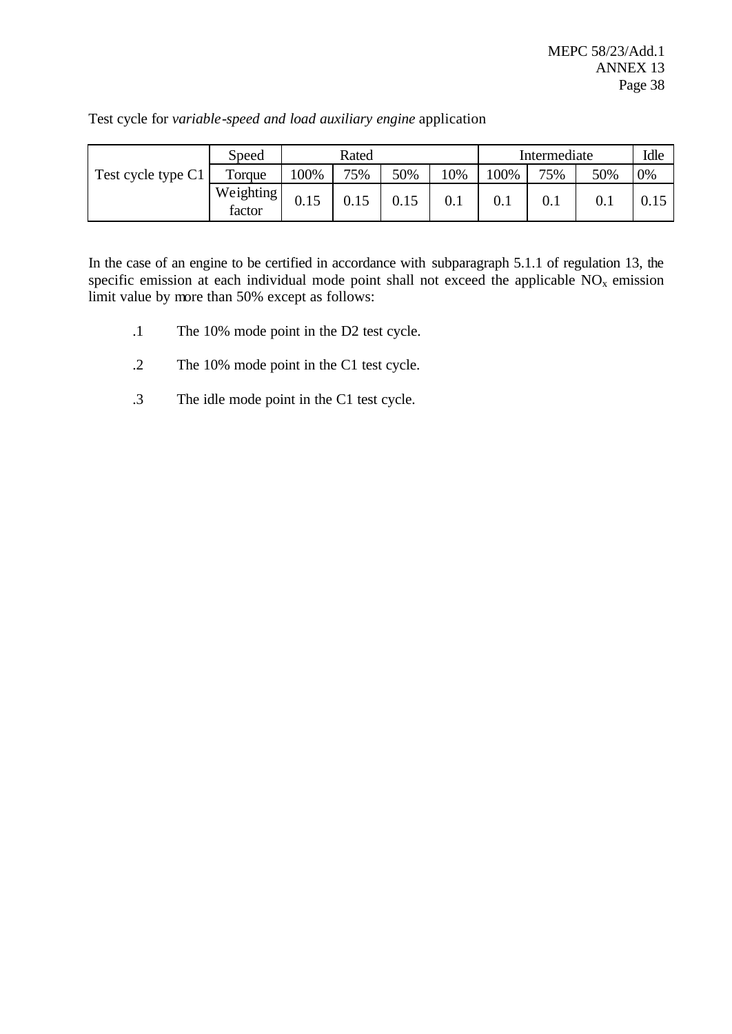Test cycle for *variable-speed and load auxiliary engine* application

| | Speed | Rated | | | | Intermediate | | | Idle |
|---|---|---|---|---|---|---|---|---|---|
| Test cycle type C1 | Torque | 100% | 75% | 50% | 10% | 100% | 75% | 50% | 0% |
| | Weighting factor | 0.15 | 0.15 | 0.15 | 0.1 | 0.1 | 0.1 | 0.1 | 0.15 |

In the case of an engine to be certified in accordance with subparagraph 5.1.1 of regulation 13, the specific emission at each individual mode point shall not exceed the applicable $NO_x$ emission limit value by more than 50% except as follows:

.1 The 10% mode point in the D2 test cycle.

.2 The 10% mode point in the C1 test cycle.

.3 The idle mode point in the C1 test cycle.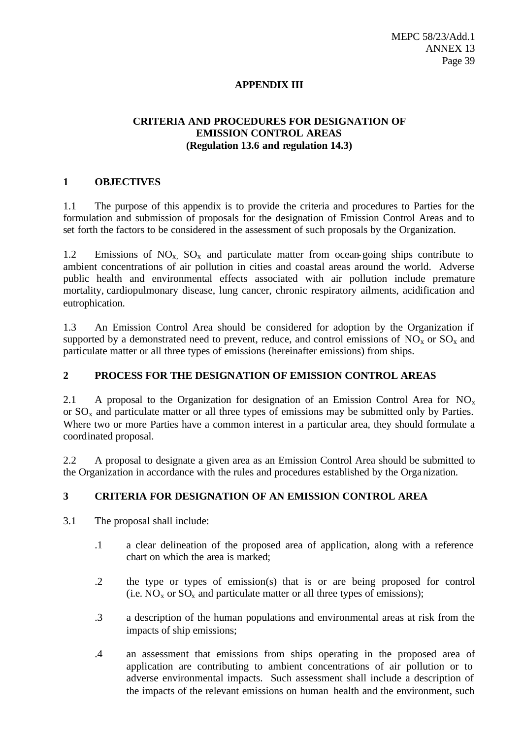## APPENDIX III

## CRITERIA AND PROCEDURES FOR DESIGNATION OF EMISSION CONTROL AREAS (Regulation 13.6 and regulation 14.3)

### 1 OBJECTIVES

1.1 The purpose of this appendix is to provide the criteria and procedures to Parties for the formulation and submission of proposals for the designation of Emission Control Areas and to set forth the factors to be considered in the assessment of such proposals by the Organization.

1.2 Emissions of $NO_x$, $SO_x$ and particulate matter from ocean-going ships contribute to ambient concentrations of air pollution in cities and coastal areas around the world. Adverse public health and environmental effects associated with air pollution include premature mortality, cardiopulmonary disease, lung cancer, chronic respiratory ailments, acidification and eutrophication.

1.3 An Emission Control Area should be considered for adoption by the Organization if supported by a demonstrated need to prevent, reduce, and control emissions of $NO_x$ or $SO_x$ and particulate matter or all three types of emissions (hereinafter emissions) from ships.

### 2 PROCESS FOR THE DESIGNATION OF EMISSION CONTROL AREAS

2.1 A proposal to the Organization for designation of an Emission Control Area for $NO_x$ or $SO_x$ and particulate matter or all three types of emissions may be submitted only by Parties. Where two or more Parties have a common interest in a particular area, they should formulate a coordinated proposal.

2.2 A proposal to designate a given area as an Emission Control Area should be submitted to the Organization in accordance with the rules and procedures established by the Organization.

### 3 CRITERIA FOR DESIGNATION OF AN EMISSION CONTROL AREA

3.1 The proposal shall include:

.1 a clear delineation of the proposed area of application, along with a reference chart on which the area is marked;

.2 the type or types of emission(s) that is or are being proposed for control (i.e. $NO_x$ or $SO_x$ and particulate matter or all three types of emissions);

.3 a description of the human populations and environmental areas at risk from the impacts of ship emissions;

.4 an assessment that emissions from ships operating in the proposed area of application are contributing to ambient concentrations of air pollution or to adverse environmental impacts. Such assessment shall include a description of the impacts of the relevant emissions on human health and the environment, such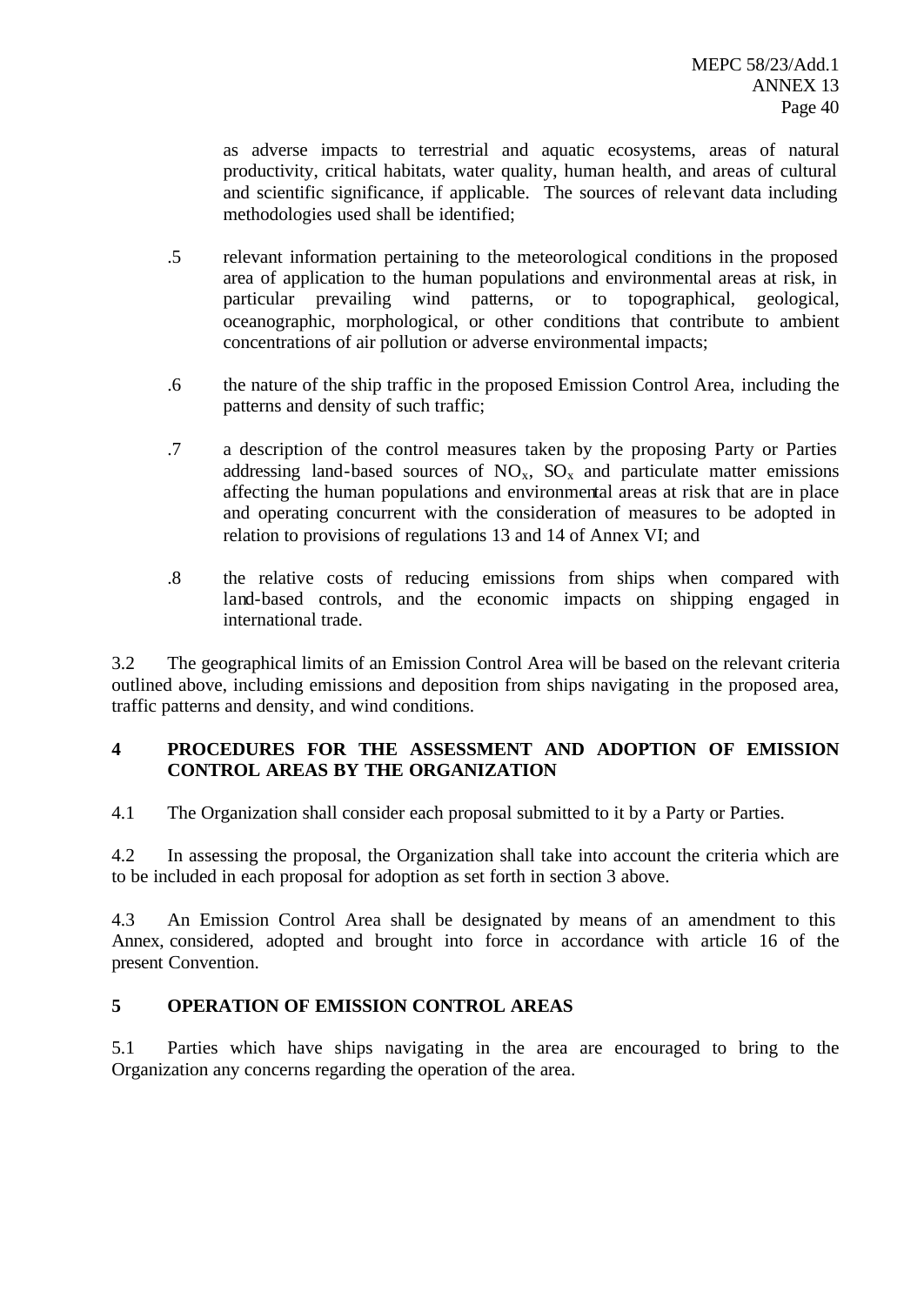as adverse impacts to terrestrial and aquatic ecosystems, areas of natural productivity, critical habitats, water quality, human health, and areas of cultural and scientific significance, if applicable. The sources of relevant data including methodologies used shall be identified;

.5 relevant information pertaining to the meteorological conditions in the proposed area of application to the human populations and environmental areas at risk, in particular prevailing wind patterns, or to topographical, geological, oceanographic, morphological, or other conditions that contribute to ambient concentrations of air pollution or adverse environmental impacts;

.6 the nature of the ship traffic in the proposed Emission Control Area, including the patterns and density of such traffic;

.7 a description of the control measures taken by the proposing Party or Parties addressing land-based sources of $NO_x$, $SO_x$ and particulate matter emissions affecting the human populations and environmental areas at risk that are in place and operating concurrent with the consideration of measures to be adopted in relation to provisions of regulations 13 and 14 of Annex VI; and

.8 the relative costs of reducing emissions from ships when compared with land-based controls, and the economic impacts on shipping engaged in international trade.

3.2 The geographical limits of an Emission Control Area will be based on the relevant criteria outlined above, including emissions and deposition from ships navigating in the proposed area, traffic patterns and density, and wind conditions.

## 4 PROCEDURES FOR THE ASSESSMENT AND ADOPTION OF EMISSION CONTROL AREAS BY THE ORGANIZATION

4.1 The Organization shall consider each proposal submitted to it by a Party or Parties.

4.2 In assessing the proposal, the Organization shall take into account the criteria which are to be included in each proposal for adoption as set forth in section 3 above.

4.3 An Emission Control Area shall be designated by means of an amendment to this Annex, considered, adopted and brought into force in accordance with article 16 of the present Convention.

## 5 OPERATION OF EMISSION CONTROL AREAS

5.1 Parties which have ships navigating in the area are encouraged to bring to the Organization any concerns regarding the operation of the area.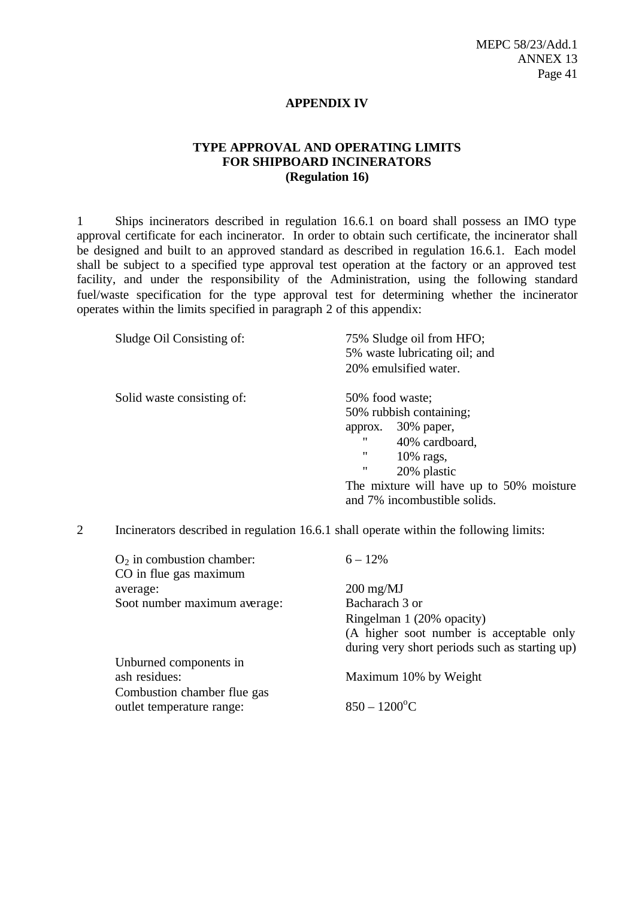## APPENDIX IV

### TYPE APPROVAL AND OPERATING LIMITS FOR SHIPBOARD INCINERATORS (Regulation 16)

1 Ships incinerators described in regulation 16.6.1 on board shall possess an IMO type approval certificate for each incinerator. In order to obtain such certificate, the incinerator shall be designed and built to an approved standard as described in regulation 16.6.1. Each model shall be subject to a specified type approval test operation at the factory or an approved test facility, and under the responsibility of the Administration, using the following standard fuel/waste specification for the type approval test for determining whether the incinerator operates within the limits specified in paragraph 2 of this appendix:

| | |
|---|---|
| Sludge Oil Consisting of: | 75% Sludge oil from HFO;<br>5% waste lubricating oil; and<br>20% emulsified water. |
| Solid waste consisting of: | 50% food waste;<br>50% rubbish containing;<br>approx. 30% paper,<br>" 40% cardboard,<br>" 10% rags,<br>" 20% plastic<br>The mixture will have up to 50% moisture and 7% incombustible solids. |

2 Incinerators described in regulation 16.6.1 shall operate within the following limits:

| | |
|---|---|
| $O_2$ in combustion chamber: | 6 – 12% |
| CO in flue gas maximum average: | 200 mg/MJ |
| Soot number maximum average: | Bacharach 3 or<br>Ringelman 1 (20% opacity)<br>(A higher soot number is acceptable only during very short periods such as starting up) |
| Unburned components in ash residues: | Maximum 10% by Weight |
| Combustion chamber flue gas outlet temperature range: | 850 – 1200°C |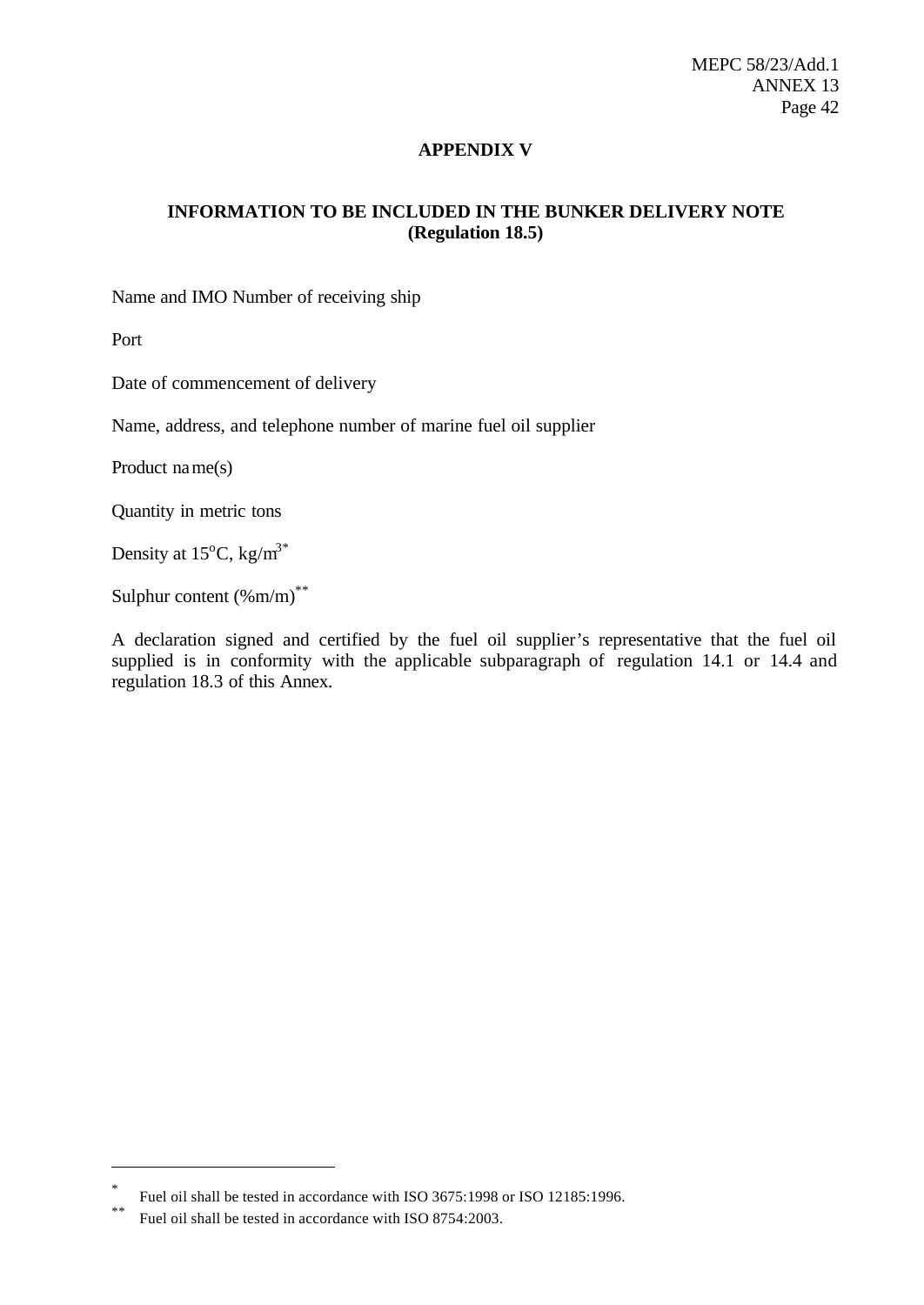## APPENDIX V

### INFORMATION TO BE INCLUDED IN THE BUNKER DELIVERY NOTE (Regulation 18.5)

Name and IMO Number of receiving ship

Port

Date of commencement of delivery

Name, address, and telephone number of marine fuel oil supplier

Product name(s)

Quantity in metric tons

Density at 15°C, $kg/m^3$ *

Sulphur content (%m/m) **

A declaration signed and certified by the fuel oil supplier's representative that the fuel oil supplied is in conformity with the applicable subparagraph of regulation 14.1 or 14.4 and regulation 18.3 of this Annex.

---

\* Fuel oil shall be tested in accordance with ISO 3675:1998 or ISO 12185:1996.

\*\* Fuel oil shall be tested in accordance with ISO 8754:2003.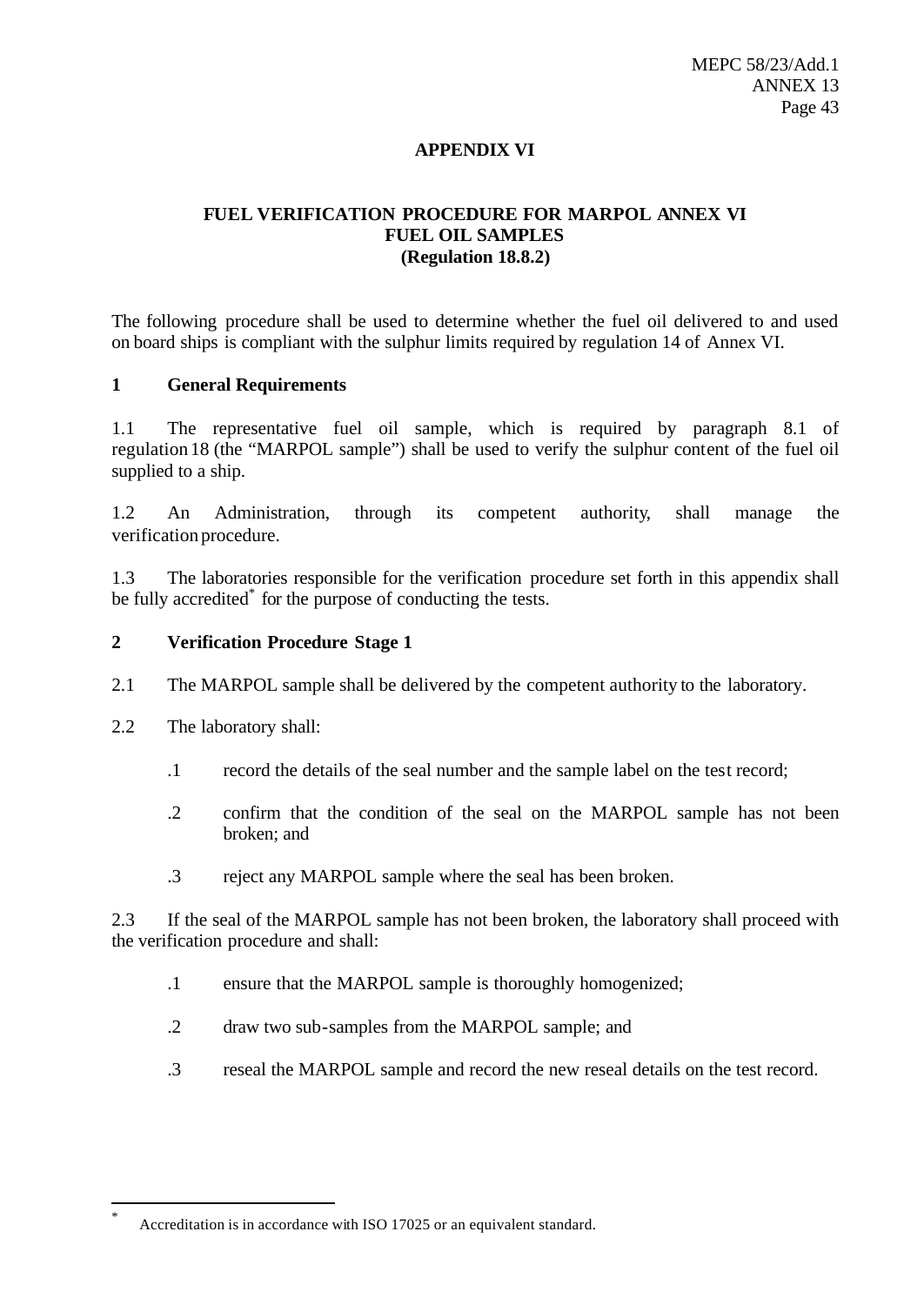## APPENDIX VI

### FUEL VERIFICATION PROCEDURE FOR MARPOL ANNEX VI FUEL OIL SAMPLES (Regulation 18.8.2)

The following procedure shall be used to determine whether the fuel oil delivered to and used on board ships is compliant with the sulphur limits required by regulation 14 of Annex VI.

**1 General Requirements**

1.1 The representative fuel oil sample, which is required by paragraph 8.1 of regulation 18 (the "MARPOL sample") shall be used to verify the sulphur content of the fuel oil supplied to a ship.

1.2 An Administration, through its competent authority, shall manage the verification procedure.

1.3 The laboratories responsible for the verification procedure set forth in this appendix shall be fully accredited* for the purpose of conducting the tests.

**2 Verification Procedure Stage 1**

2.1 The MARPOL sample shall be delivered by the competent authority to the laboratory.

2.2 The laboratory shall:

.1 record the details of the seal number and the sample label on the test record;

.2 confirm that the condition of the seal on the MARPOL sample has not been broken; and

.3 reject any MARPOL sample where the seal has been broken.

2.3 If the seal of the MARPOL sample has not been broken, the laboratory shall proceed with the verification procedure and shall:

.1 ensure that the MARPOL sample is thoroughly homogenized;

.2 draw two sub-samples from the MARPOL sample; and

.3 reseal the MARPOL sample and record the new reseal details on the test record.

---

* Accreditation is in accordance with ISO 17025 or an equivalent standard.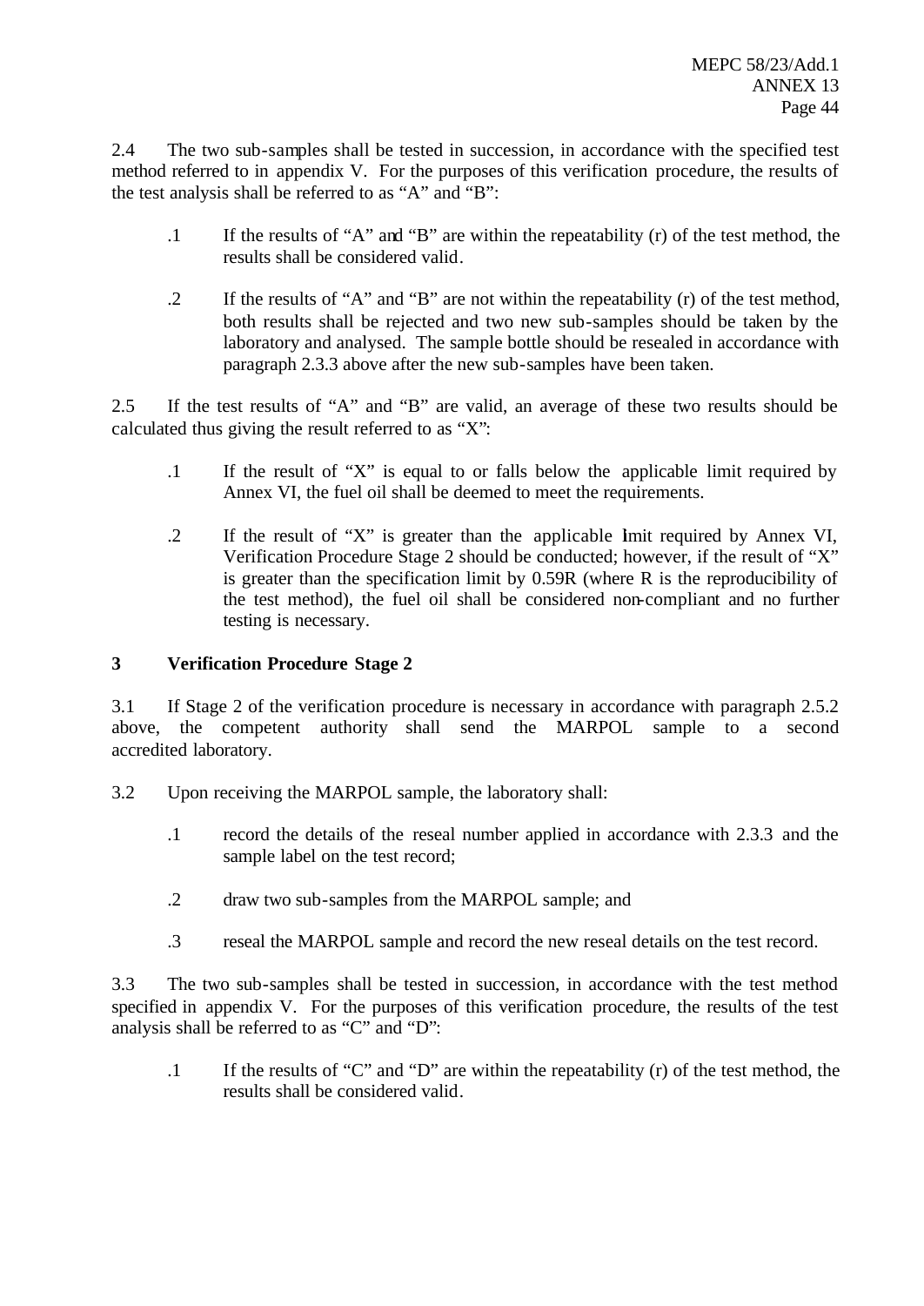2.4 The two sub-samples shall be tested in succession, in accordance with the specified test method referred to in appendix V. For the purposes of this verification procedure, the results of the test analysis shall be referred to as "A" and "B":

.1 If the results of "A" and "B" are within the repeatability (r) of the test method, the results shall be considered valid.

.2 If the results of "A" and "B" are not within the repeatability (r) of the test method, both results shall be rejected and two new sub-samples should be taken by the laboratory and analysed. The sample bottle should be resealed in accordance with paragraph 2.3.3 above after the new sub-samples have been taken.

2.5 If the test results of "A" and "B" are valid, an average of these two results should be calculated thus giving the result referred to as "X":

.1 If the result of "X" is equal to or falls below the applicable limit required by Annex VI, the fuel oil shall be deemed to meet the requirements.

.2 If the result of "X" is greater than the applicable limit required by Annex VI, Verification Procedure Stage 2 should be conducted; however, if the result of "X" is greater than the specification limit by 0.59R (where R is the reproducibility of the test method), the fuel oil shall be considered non-compliant and no further testing is necessary.

### 3 Verification Procedure Stage 2

3.1 If Stage 2 of the verification procedure is necessary in accordance with paragraph 2.5.2 above, the competent authority shall send the MARPOL sample to a second accredited laboratory.

3.2 Upon receiving the MARPOL sample, the laboratory shall:

.1 record the details of the reseal number applied in accordance with 2.3.3 and the sample label on the test record;

.2 draw two sub-samples from the MARPOL sample; and

.3 reseal the MARPOL sample and record the new reseal details on the test record.

3.3 The two sub-samples shall be tested in succession, in accordance with the test method specified in appendix V. For the purposes of this verification procedure, the results of the test analysis shall be referred to as "C" and "D":

.1 If the results of "C" and "D" are within the repeatability (r) of the test method, the results shall be considered valid.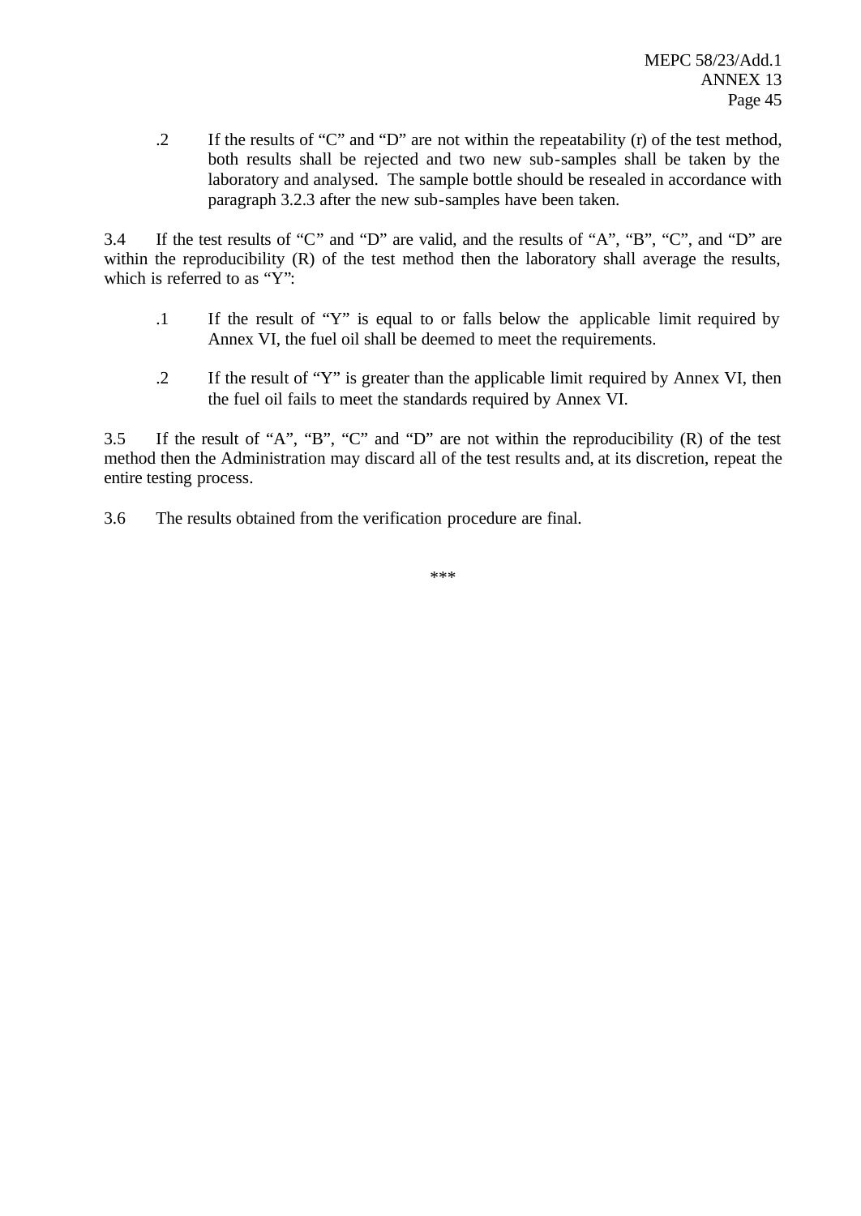.2 If the results of "C" and "D" are not within the repeatability (r) of the test method, both results shall be rejected and two new sub-samples shall be taken by the laboratory and analysed. The sample bottle should be resealed in accordance with paragraph 3.2.3 after the new sub-samples have been taken.

3.4 If the test results of "C" and "D" are valid, and the results of "A", "B", "C", and "D" are within the reproducibility (R) of the test method then the laboratory shall average the results, which is referred to as "Y":

.1 If the result of "Y" is equal to or falls below the applicable limit required by Annex VI, the fuel oil shall be deemed to meet the requirements.

.2 If the result of "Y" is greater than the applicable limit required by Annex VI, then the fuel oil fails to meet the standards required by Annex VI.

3.5 If the result of "A", "B", "C" and "D" are not within the reproducibility (R) of the test method then the Administration may discard all of the test results and, at its discretion, repeat the entire testing process.

3.6 The results obtained from the verification procedure are final.

***